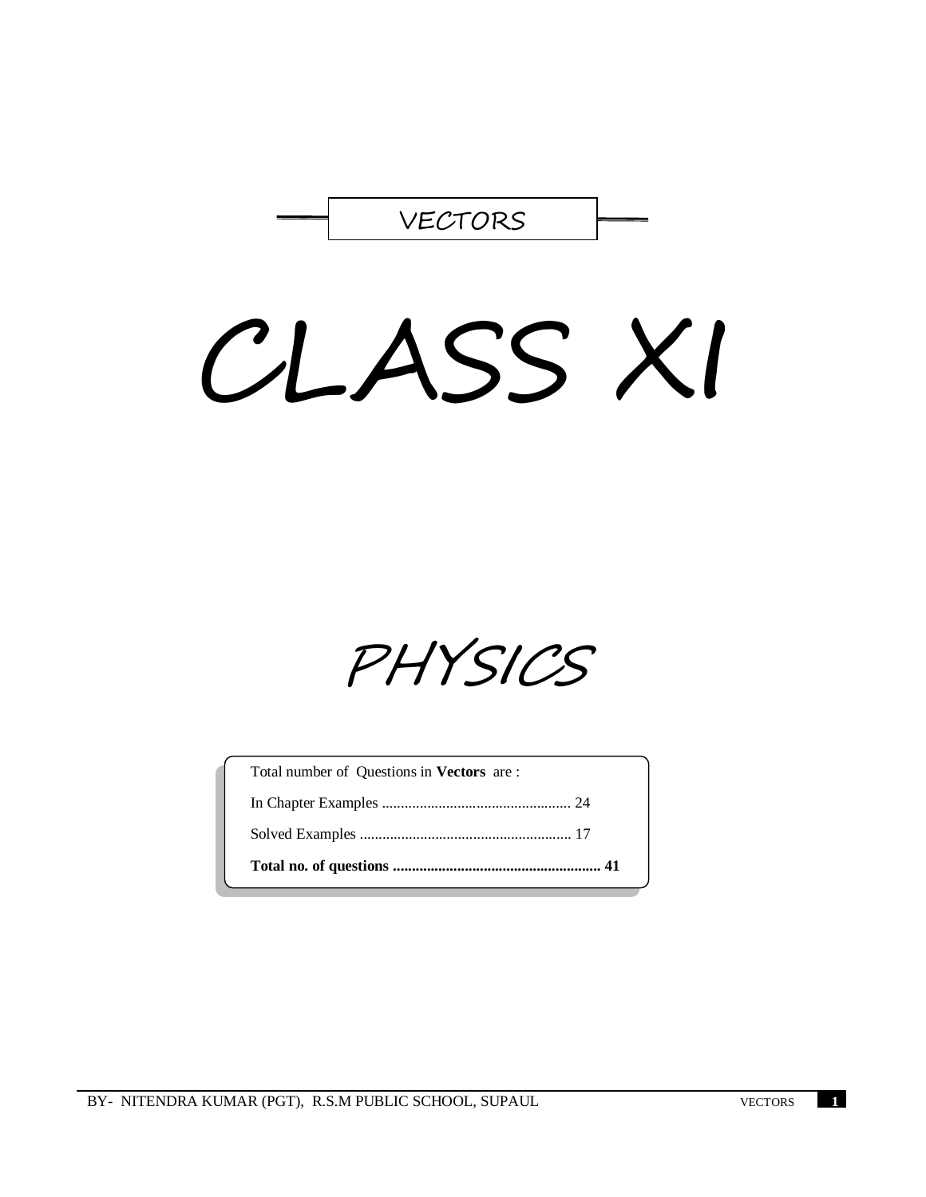VECTORS

# CLASS XI

# PHYSICS

Total number of Questions in **Vectors** are :

In Chapter Examples .................................................. 24

Solved Examples ........................................................ 17

**Total no. of questions ....................................................... 41**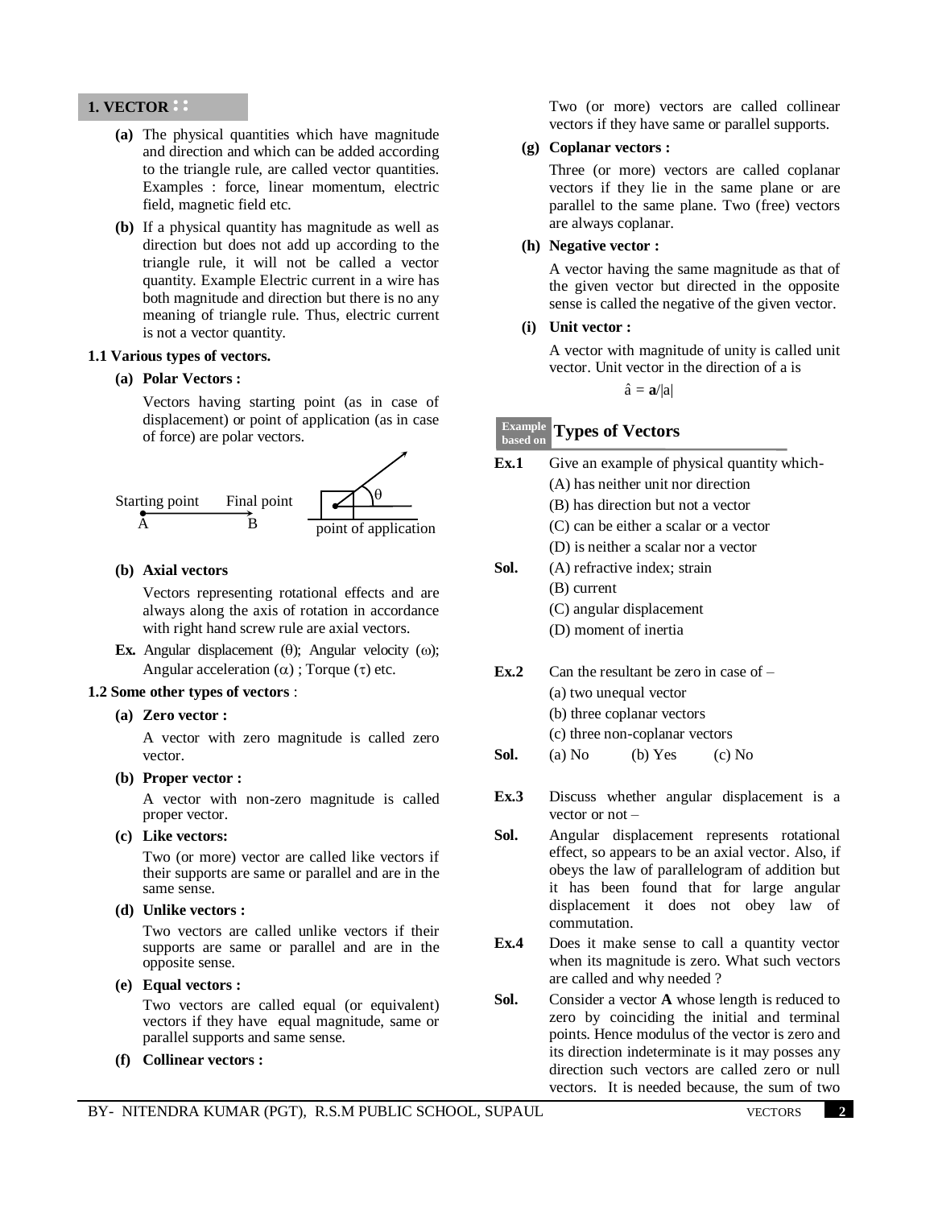## 1. VECTOR

**(a)** The physical quantities which have magnitude and direction and which can be added according to the triangle rule, are called vector quantities. Examples : force, linear momentum, electric field, magnetic field etc.

**(b)** If a physical quantity has magnitude as well as direction but does not add up according to the triangle rule, it will not be called a vector quantity. Example Electric current in a wire has both magnitude and direction but there is no any meaning of triangle rule. Thus, electric current is not a vector quantity.

### 1.1 Various types of vectors.

**(a) Polar Vectors :**

Vectors having starting point (as in case of displacement) or point of application (as in case of force) are polar vectors.

Starting point A — Final point B; point of application, θ

**(b) Axial vectors**

Vectors representing rotational effects and are always along the axis of rotation in accordance with right hand screw rule are axial vectors.

**Ex.** Angular displacement (θ); Angular velocity (ω); Angular acceleration (α) ; Torque (τ) etc.

### 1.2 Some other types of vectors :

**(a) Zero vector :**

A vector with zero magnitude is called zero vector.

**(b) Proper vector :**

A vector with non-zero magnitude is called proper vector.

**(c) Like vectors:**

Two (or more) vector are called like vectors if their supports are same or parallel and are in the same sense.

**(d) Unlike vectors :**

Two vectors are called unlike vectors if their supports are same or parallel and are in the opposite sense.

**(e) Equal vectors :**

Two vectors are called equal (or equivalent) vectors if they have equal magnitude, same or parallel supports and same sense.

**(f) Collinear vectors :**

Two (or more) vectors are called collinear vectors if they have same or parallel supports.

**(g) Coplanar vectors :**

Three (or more) vectors are called coplanar vectors if they lie in the same plane or are parallel to the same plane. Two (free) vectors are always coplanar.

**(h) Negative vector :**

A vector having the same magnitude as that of the given vector but directed in the opposite sense is called the negative of the given vector.

**(i) Unit vector :**

A vector with magnitude of unity is called unit vector. Unit vector in the direction of a is

$$\hat{a} = \mathbf{a}/|a|$$

## Example based on Types of Vectors

**Ex.1** Give an example of physical quantity which-

(A) has neither unit nor direction
(B) has direction but not a vector
(C) can be either a scalar or a vector
(D) is neither a scalar nor a vector

**Sol.** (A) refractive index; strain
(B) current
(C) angular displacement
(D) moment of inertia

**Ex.2** Can the resultant be zero in case of –

(a) two unequal vector
(b) three coplanar vectors
(c) three non-coplanar vectors

**Sol.** (a) No (b) Yes (c) No

**Ex.3** Discuss whether angular displacement is a vector or not –

**Sol.** Angular displacement represents rotational effect, so appears to be an axial vector. Also, if obeys the law of parallelogram of addition but it has been found that for large angular displacement it does not obey law of commutation.

**Ex.4** Does it make sense to call a quantity vector when its magnitude is zero. What such vectors are called and why needed ?

**Sol.** Consider a vector **A** whose length is reduced to zero by coinciding the initial and terminal points. Hence modulus of the vector is zero and its direction indeterminate is it may posses any direction such vectors are called zero or null vectors. It is needed because, the sum of two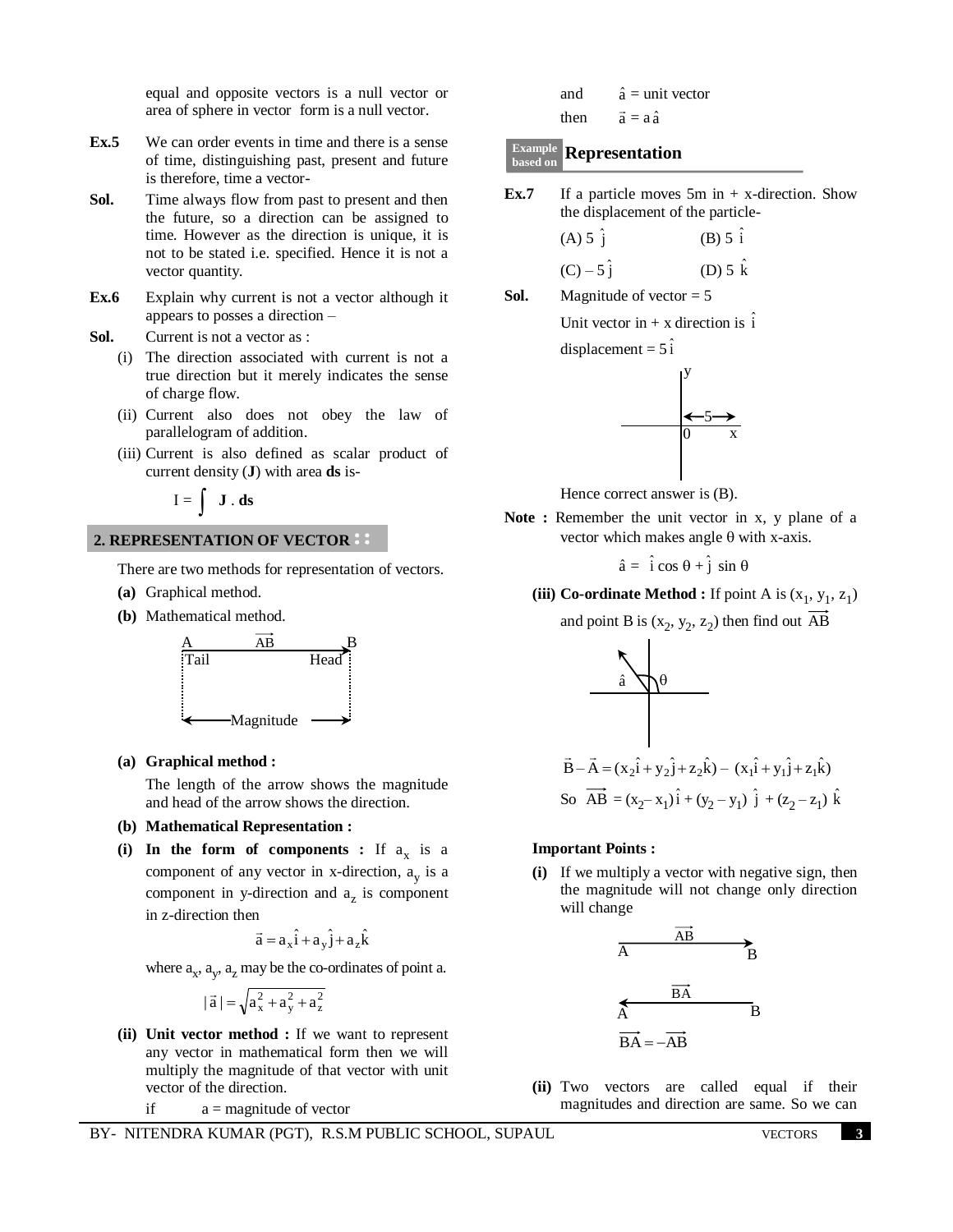equal and opposite vectors is a null vector or area of sphere in vector form is a null vector.

**Ex.5** We can order events in time and there is a sense of time, distinguishing past, present and future is therefore, time a vector-

**Sol.** Time always flow from past to present and then the future, so a direction can be assigned to time. However as the direction is unique, it is not to be stated i.e. specified. Hence it is not a vector quantity.

**Ex.6** Explain why current is not a vector although it appears to posses a direction –

**Sol.** Current is not a vector as :

(i) The direction associated with current is not a true direction but it merely indicates the sense of charge flow.

(ii) Current also does not obey the law of parallelogram of addition.

(iii) Current is also defined as scalar product of current density (**J**) with area **ds** is-

$$I = \int \mathbf{J} \cdot \mathbf{ds}$$

## 2. REPRESENTATION OF VECTOR

There are two methods for representation of vectors.

**(a)** Graphical method.

**(b)** Mathematical method.

A —$\overrightarrow{AB}$→ B (Tail … Head; Magnitude)

**(a) Graphical method :**

The length of the arrow shows the magnitude and head of the arrow shows the direction.

**(b) Mathematical Representation :**

**(i) In the form of components :** If $a_x$ is a component of any vector in x-direction, $a_y$ is a component in y-direction and $a_z$ is component in z-direction then

$$\vec{a} = a_x\hat{i} + a_y\hat{j} + a_z\hat{k}$$

where $a_x$, $a_y$, $a_z$ may be the co-ordinates of point a.

$$|\vec{a}| = \sqrt{a_x^2 + a_y^2 + a_z^2}$$

**(ii) Unit vector method :** If we want to represent any vector in mathematical form then we will multiply the magnitude of that vector with unit vector of the direction.

if a = magnitude of vector

and $\hat{a}$ = unit vector

then $\vec{a} = a\hat{a}$

### Example based on Representation

**Ex.7** If a particle moves 5m in + x-direction. Show the displacement of the particle-

(A) $5\hat{j}$ (B) $5\hat{i}$

(C) $-5\hat{j}$ (D) $5\hat{k}$

**Sol.** Magnitude of vector = 5

Unit vector in + x direction is $\hat{i}$

displacement = $5\hat{i}$

Hence correct answer is (B).

**Note :** Remember the unit vector in x, y plane of a vector which makes angle θ with x-axis.

$$\hat{a} = \hat{i}\cos\theta + \hat{j}\sin\theta$$

**(iii) Co-ordinate Method :** If point A is $(x_1, y_1, z_1)$ and point B is $(x_2, y_2, z_2)$ then find out $\overrightarrow{AB}$

$$\vec{B} - \vec{A} = (x_2\hat{i} + y_2\hat{j} + z_2\hat{k}) - (x_1\hat{i} + y_1\hat{j} + z_1\hat{k})$$

So $\overrightarrow{AB} = (x_2 - x_1)\hat{i} + (y_2 - y_1)\hat{j} + (z_2 - z_1)\hat{k}$

**Important Points :**

**(i)** If we multiply a vector with negative sign, then the magnitude will not change only direction will change

$$\overrightarrow{BA} = -\overrightarrow{AB}$$

**(ii)** Two vectors are called equal if their magnitudes and direction are same. So we can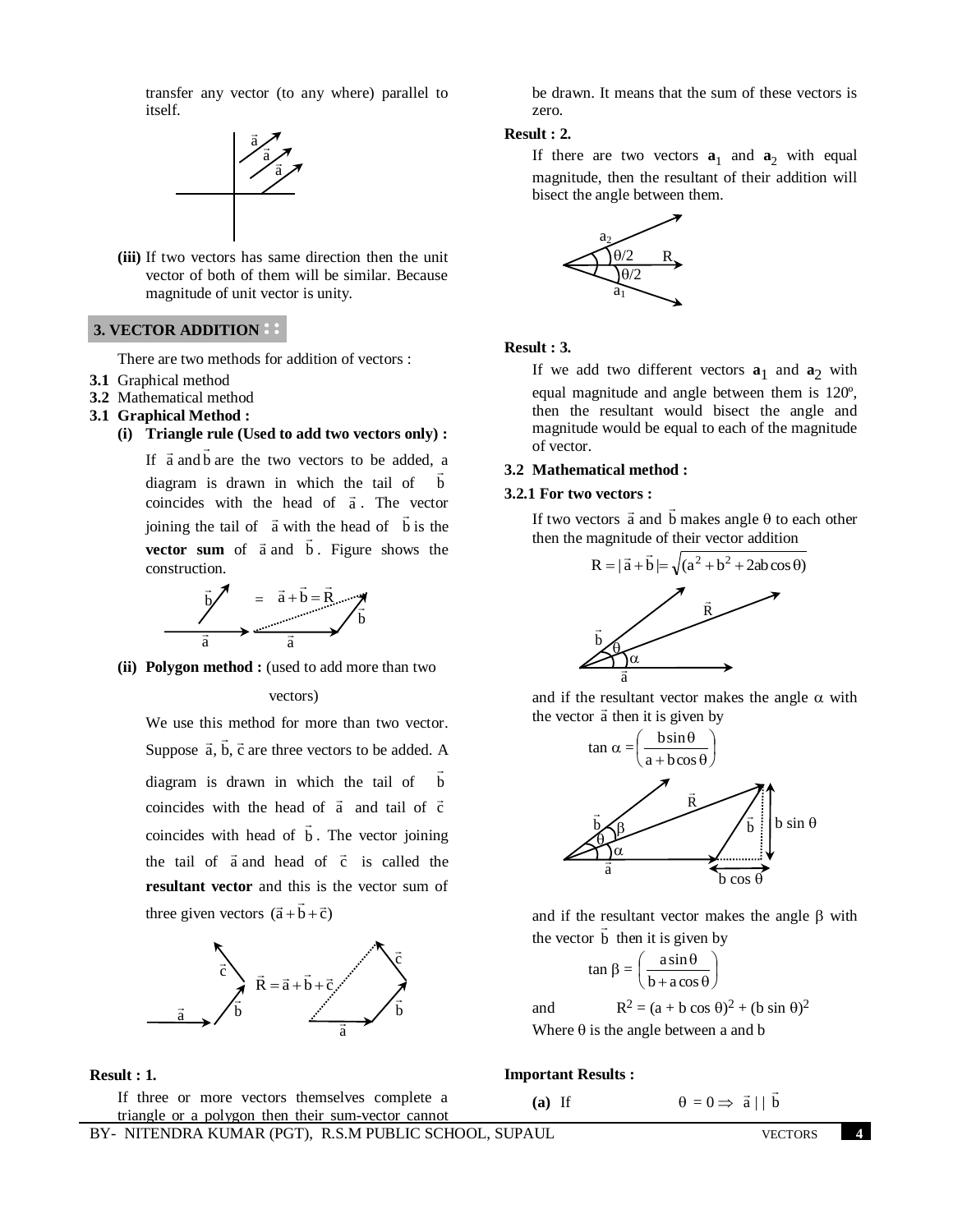transfer any vector (to any where) parallel to itself.

**(iii)** If two vectors has same direction then the unit vector of both of them will be similar. Because magnitude of unit vector is unity.

## 3. VECTOR ADDITION

There are two methods for addition of vectors :

**3.1** Graphical method

**3.2** Mathematical method

### 3.1 Graphical Method :

**(i) Triangle rule (Used to add two vectors only) :**

If $\vec{a}$ and $\vec{b}$ are the two vectors to be added, a diagram is drawn in which the tail of $\vec{b}$ coincides with the head of $\vec{a}$. The vector joining the tail of $\vec{a}$ with the head of $\vec{b}$ is the **vector sum** of $\vec{a}$ and $\vec{b}$. Figure shows the construction.

$$\vec{a}+\vec{b}=\vec{R}$$

**(ii) Polygon method :** (used to add more than two vectors)

We use this method for more than two vector. Suppose $\vec{a}, \vec{b}, \vec{c}$ are three vectors to be added. A diagram is drawn in which the tail of $\vec{b}$ coincides with the head of $\vec{a}$ and tail of $\vec{c}$ coincides with head of $\vec{b}$. The vector joining the tail of $\vec{a}$ and head of $\vec{c}$ is called the **resultant vector** and this is the vector sum of three given vectors $(\vec{a}+\vec{b}+\vec{c})$

$$\vec{R}=\vec{a}+\vec{b}+\vec{c}$$

**Result : 1.**

If three or more vectors themselves complete a triangle or a polygon then their sum-vector cannot be drawn. It means that the sum of these vectors is zero.

**Result : 2.**

If there are two vectors $\mathbf{a}_1$ and $\mathbf{a}_2$ with equal magnitude, then the resultant of their addition will bisect the angle between them.

**Result : 3.**

If we add two different vectors $\mathbf{a}_1$ and $\mathbf{a}_2$ with equal magnitude and angle between them is 120º, then the resultant would bisect the angle and magnitude would be equal to each of the magnitude of vector.

### 3.2 Mathematical method :

#### 3.2.1 For two vectors :

If two vectors $\vec{a}$ and $\vec{b}$ makes angle $\theta$ to each other then the magnitude of their vector addition

$$R = |\vec{a}+\vec{b}| = \sqrt{(a^2+b^2+2ab\cos\theta)}$$

and if the resultant vector makes the angle $\alpha$ with the vector $\vec{a}$ then it is given by

$$\tan\alpha = \left(\frac{b\sin\theta}{a+b\cos\theta}\right)$$

and if the resultant vector makes the angle $\beta$ with the vector $\vec{b}$ then it is given by

$$\tan\beta = \left(\frac{a\sin\theta}{b+a\cos\theta}\right)$$

and $\quad R^2 = (a + b\cos\theta)^2 + (b\sin\theta)^2$

Where $\theta$ is the angle between a and b

**Important Results :**

**(a)** If $\quad \theta = 0 \Rightarrow \vec{a} \,||\, \vec{b}$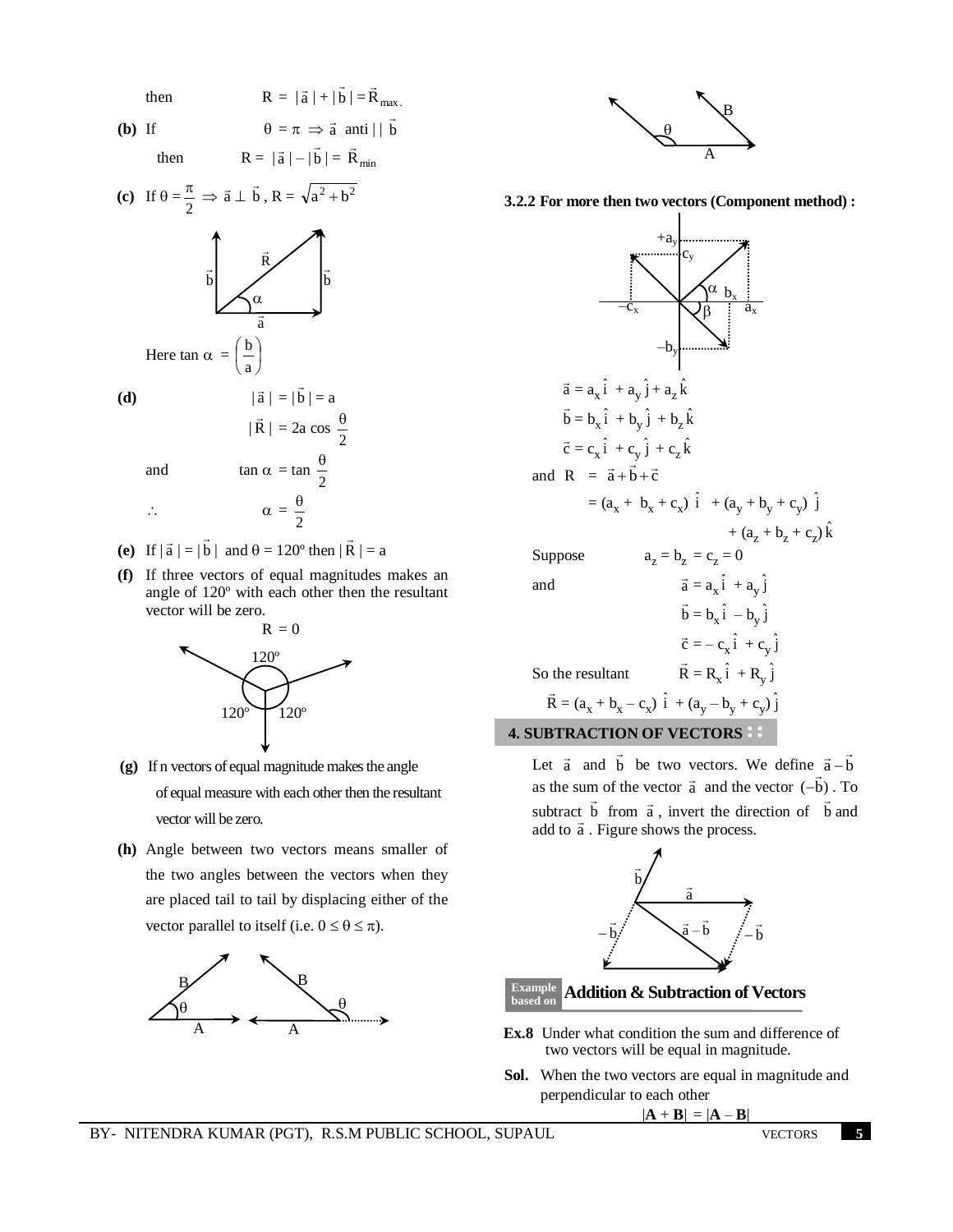then $\quad R = |\vec{a}| + |\vec{b}| = \vec{R}_{max.}$

**(b)** If $\quad \theta = \pi \Rightarrow \vec{a}$ anti || $\vec{b}$

then $\quad R = |\vec{a}| - |\vec{b}| = \vec{R}_{min}$

**(c)** If $\theta = \dfrac{\pi}{2} \Rightarrow \vec{a} \perp \vec{b}$, $R = \sqrt{a^2 + b^2}$

Here $\tan\alpha = \left(\dfrac{b}{a}\right)$

**(d)** $\quad |\vec{a}| = |\vec{b}| = a$

$|\vec{R}| = 2a\cos\dfrac{\theta}{2}$

and $\quad \tan\alpha = \tan\dfrac{\theta}{2}$

$\therefore \quad \alpha = \dfrac{\theta}{2}$

**(e)** If $|\vec{a}| = |\vec{b}|$ and $\theta = 120^o$ then $|\vec{R}| = a$

**(f)** If three vectors of equal magnitudes makes an angle of $120^o$ with each other then the resultant vector will be zero.

$R = 0$

**(g)** If n vectors of equal magnitude makes the angle of equal measure with each other then the resultant vector will be zero.

**(h)** Angle between two vectors means smaller of the two angles between the vectors when they are placed tail to tail by displacing either of the vector parallel to itself (i.e. $0 \le \theta \le \pi$).

### 3.2.2 For more then two vectors (Component method) :

$\vec{a} = a_x\hat{i} + a_y\hat{j} + a_z\hat{k}$

$\vec{b} = b_x\hat{i} + b_y\hat{j} + b_z\hat{k}$

$\vec{c} = c_x\hat{i} + c_y\hat{j} + c_z\hat{k}$

and $R = \vec{a} + \vec{b} + \vec{c}$

$= (a_x + b_x + c_x)\hat{i} + (a_y + b_y + c_y)\hat{j} + (a_z + b_z + c_z)\hat{k}$

Suppose $\quad a_z = b_z = c_z = 0$

and $\quad \vec{a} = a_x\hat{i} + a_y\hat{j}$

$\vec{b} = b_x\hat{i} - b_y\hat{j}$

$\vec{c} = -c_x\hat{i} + c_y\hat{j}$

So the resultant $\quad \vec{R} = R_x\hat{i} + R_y\hat{j}$

$\vec{R} = (a_x + b_x - c_x)\hat{i} + (a_y - b_y + c_y)\hat{j}$

## 4. SUBTRACTION OF VECTORS

Let $\vec{a}$ and $\vec{b}$ be two vectors. We define $\vec{a} - \vec{b}$ as the sum of the vector $\vec{a}$ and the vector $(-\vec{b})$. To subtract $\vec{b}$ from $\vec{a}$, invert the direction of $\vec{b}$ and add to $\vec{a}$. Figure shows the process.

### Example based on Addition & Subtraction of Vectors

**Ex.8** Under what condition the sum and difference of two vectors will be equal in magnitude.

**Sol.** When the two vectors are equal in magnitude and perpendicular to each other

$|\mathbf{A} + \mathbf{B}| = |\mathbf{A} - \mathbf{B}|$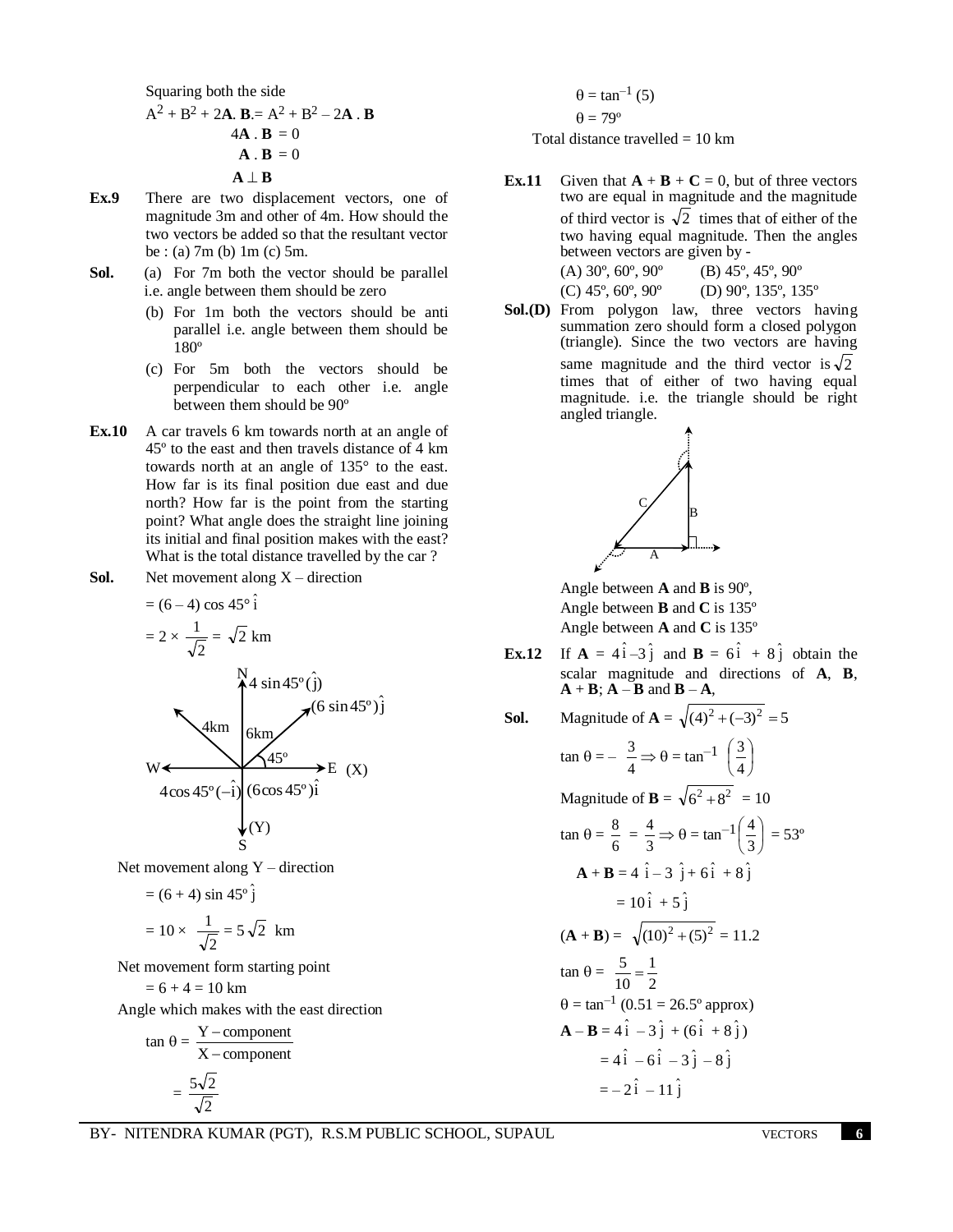Squaring both the side

$A^2 + B^2 + 2\mathbf{A}.\mathbf{B} = A^2 + B^2 - 2\mathbf{A}.\mathbf{B}$

$4\mathbf{A}.\mathbf{B} = 0$

$\mathbf{A}.\mathbf{B} = 0$

$\mathbf{A} \perp \mathbf{B}$

**Ex.9** There are two displacement vectors, one of magnitude 3m and other of 4m. How should the two vectors be added so that the resultant vector be : (a) 7m (b) 1m (c) 5m.

**Sol.** (a) For 7m both the vector should be parallel i.e. angle between them should be zero

(b) For 1m both the vectors should be anti parallel i.e. angle between them should be 180º

(c) For 5m both the vectors should be perpendicular to each other i.e. angle between them should be 90º

**Ex.10** A car travels 6 km towards north at an angle of 45º to the east and then travels distance of 4 km towards north at an angle of 135° to the east. How far is its final position due east and due north? How far is the point from the starting point? What angle does the straight line joining its initial and final position makes with the east? What is the total distance travelled by the car ?

**Sol.** Net movement along X – direction

$= (6 - 4)\cos 45°\,\hat{i}$

$= 2 \times \frac{1}{\sqrt{2}} = \sqrt{2}$ km

Net movement along Y – direction

$= (6 + 4)\sin 45º\,\hat{j}$

$= 10 \times \frac{1}{\sqrt{2}} = 5\sqrt{2}$ km

Net movement form starting point

$= 6 + 4 = 10$ km

Angle which makes with the east direction

$\tan\theta = \frac{\text{Y – component}}{\text{X – component}}$

$= \frac{5\sqrt{2}}{\sqrt{2}}$

$\theta = \tan^{-1}(5)$

$\theta = 79º$

Total distance travelled = 10 km

**Ex.11** Given that $\mathbf{A} + \mathbf{B} + \mathbf{C} = 0$, but of three vectors two are equal in magnitude and the magnitude of third vector is $\sqrt{2}$ times that of either of the two having equal magnitude. Then the angles between vectors are given by -

(A) 30º, 60º, 90º (B) 45º, 45º, 90º
(C) 45º, 60º, 90º (D) 90º, 135º, 135º

**Sol.(D)** From polygon law, three vectors having summation zero should form a closed polygon (triangle). Since the two vectors are having same magnitude and the third vector is $\sqrt{2}$ times that of either of two having equal magnitude. i.e. the triangle should be right angled triangle.

Angle between **A** and **B** is 90º,
Angle between **B** and **C** is 135º
Angle between **A** and **C** is 135º

**Ex.12** If $\mathbf{A} = 4\hat{i} - 3\hat{j}$ and $\mathbf{B} = 6\hat{i} + 8\hat{j}$ obtain the scalar magnitude and directions of **A**, **B**, **A** + **B**; **A** – **B** and **B** – **A**,

**Sol.** Magnitude of $\mathbf{A} = \sqrt{(4)^2 + (-3)^2} = 5$

$\tan\theta = -\frac{3}{4} \Rightarrow \theta = \tan^{-1}\left(\frac{3}{4}\right)$

Magnitude of $\mathbf{B} = \sqrt{6^2 + 8^2} = 10$

$\tan\theta = \frac{8}{6} = \frac{4}{3} \Rightarrow \theta = \tan^{-1}\left(\frac{4}{3}\right) = 53º$

$\mathbf{A} + \mathbf{B} = 4\hat{i} - 3\hat{j} + 6\hat{i} + 8\hat{j}$

$= 10\hat{i} + 5\hat{j}$

$(\mathbf{A} + \mathbf{B}) = \sqrt{(10)^2 + (5)^2} = 11.2$

$\tan\theta = \frac{5}{10} = \frac{1}{2}$

$\theta = \tan^{-1}$ (0.51 = 26.5º approx)

$\mathbf{A} - \mathbf{B} = 4\hat{i} - 3\hat{j} + (6\hat{i} + 8\hat{j})$

$= 4\hat{i} - 6\hat{i} - 3\hat{j} - 8\hat{j}$

$= -2\hat{i} - 11\hat{j}$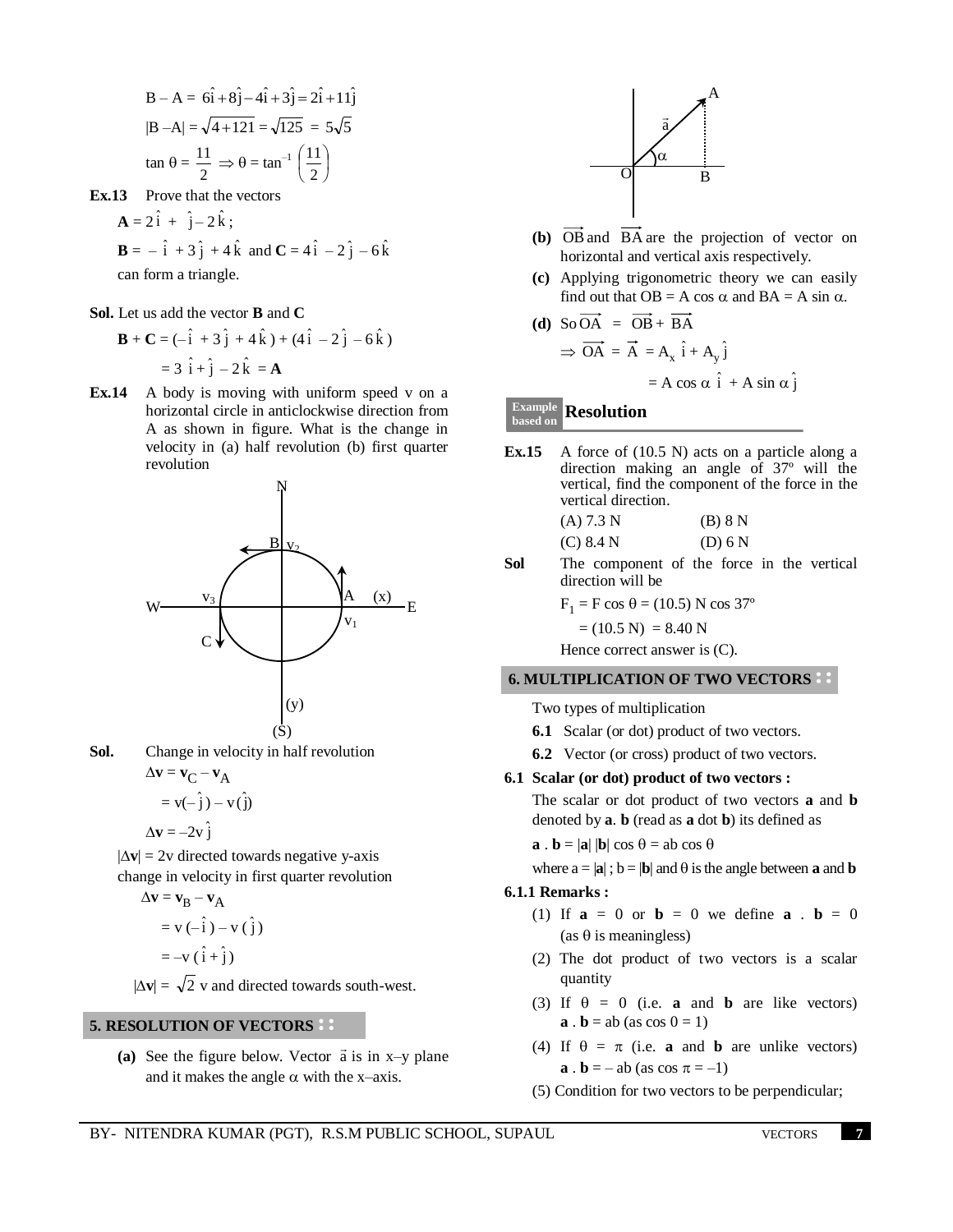$$B - A = 6\hat{i} + 8\hat{j} - 4\hat{i} + 3\hat{j} = 2\hat{i} + 11\hat{j}$$

$$|B - A| = \sqrt{4 + 121} = \sqrt{125} = 5\sqrt{5}$$

$$\tan\theta = \frac{11}{2} \Rightarrow \theta = \tan^{-1}\left(\frac{11}{2}\right)$$

**Ex.13** Prove that the vectors

$\mathbf{A} = 2\hat{i} + \hat{j} - 2\hat{k}$;

$\mathbf{B} = -\hat{i} + 3\hat{j} + 4\hat{k}$ and $\mathbf{C} = 4\hat{i} - 2\hat{j} - 6\hat{k}$

can form a triangle.

**Sol.** Let us add the vector **B** and **C**

$$\mathbf{B} + \mathbf{C} = (-\hat{i} + 3\hat{j} + 4\hat{k}) + (4\hat{i} - 2\hat{j} - 6\hat{k})$$

$$= 3\hat{i} + \hat{j} - 2\hat{k} = \mathbf{A}$$

**Ex.14** A body is moving with uniform speed v on a horizontal circle in anticlockwise direction from A as shown in figure. What is the change in velocity in (a) half revolution (b) first quarter revolution

**Sol.** Change in velocity in half revolution

$$\Delta\mathbf{v} = \mathbf{v}_C - \mathbf{v}_A$$

$$= v(-\hat{j}) - v(\hat{j})$$

$$\Delta\mathbf{v} = -2v\hat{j}$$

$|\Delta\mathbf{v}| = 2v$ directed towards negative y-axis

change in velocity in first quarter revolution

$$\Delta\mathbf{v} = \mathbf{v}_B - \mathbf{v}_A$$

$$= v(-\hat{i}) - v(\hat{j})$$

$$= -v(\hat{i} + \hat{j})$$

$|\Delta\mathbf{v}| = \sqrt{2}\,v$ and directed towards south-west.

## 5. RESOLUTION OF VECTORS

**(a)** See the figure below. Vector $\vec{a}$ is in x–y plane and it makes the angle $\alpha$ with the x–axis.

**(b)** $\overrightarrow{OB}$ and $\overrightarrow{BA}$ are the projection of vector on horizontal and vertical axis respectively.

**(c)** Applying trigonometric theory we can easily find out that OB = A cos $\alpha$ and BA = A sin $\alpha$.

**(d)** So $\overrightarrow{OA} = \overrightarrow{OB} + \overrightarrow{BA}$

$$\Rightarrow \overrightarrow{OA} = \vec{A} = A_x\,\hat{i} + A_y\,\hat{j}$$

$$= A\cos\alpha\,\hat{i} + A\sin\alpha\,\hat{j}$$

### Example based on Resolution

**Ex.15** A force of (10.5 N) acts on a particle along a direction making an angle of 37º will the vertical, find the component of the force in the vertical direction.

(A) 7.3 N (B) 8 N

(C) 8.4 N (D) 6 N

**Sol** The component of the force in the vertical direction will be

$$F_1 = F\cos\theta = (10.5)\text{ N}\cos 37^\circ$$

$$= (10.5\text{ N}) = 8.40\text{ N}$$

Hence correct answer is (C).

## 6. MULTIPLICATION OF TWO VECTORS

Two types of multiplication

**6.1** Scalar (or dot) product of two vectors.

**6.2** Vector (or cross) product of two vectors.

### 6.1 Scalar (or dot) product of two vectors :

The scalar or dot product of two vectors **a** and **b** denoted by **a**. **b** (read as **a** dot **b**) its defined as

$\mathbf{a}\cdot\mathbf{b} = |\mathbf{a}|\,|\mathbf{b}|\cos\theta = ab\cos\theta$

where $a = |\mathbf{a}|$ ; $b = |\mathbf{b}|$ and $\theta$ is the angle between **a** and **b**

#### 6.1.1 Remarks :

(1) If **a** = 0 or **b** = 0 we define **a** . **b** = 0 (as $\theta$ is meaningless)

(2) The dot product of two vectors is a scalar quantity

(3) If $\theta = 0$ (i.e. **a** and **b** are like vectors) $\mathbf{a}\cdot\mathbf{b} = ab$ (as cos 0 = 1)

(4) If $\theta = \pi$ (i.e. **a** and **b** are unlike vectors) $\mathbf{a}\cdot\mathbf{b} = -ab$ (as cos $\pi = -1$)

(5) Condition for two vectors to be perpendicular;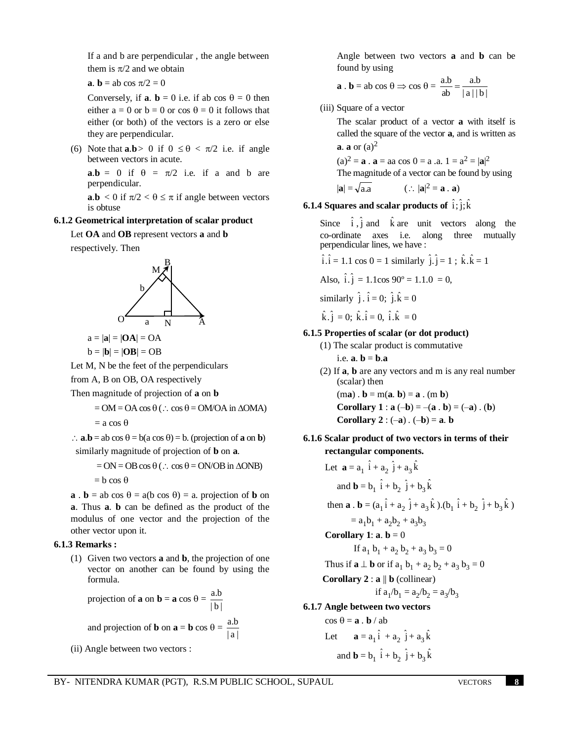If a and b are perpendicular , the angle between them is $\pi/2$ and we obtain

$\mathbf{a} \cdot \mathbf{b} = ab \cos \pi/2 = 0$

Conversely, if $\mathbf{a} \cdot \mathbf{b} = 0$ i.e. if $ab \cos \theta = 0$ then either $a = 0$ or $b = 0$ or $\cos \theta = 0$ it follows that either (or both) of the vectors is a zero or else they are perpendicular.

(6) Note that $\mathbf{a}.\mathbf{b} > 0$ if $0 \leq \theta < \pi/2$ i.e. if angle between vectors in acute.

$\mathbf{a}.\mathbf{b} = 0$ if $\theta = \pi/2$ i.e. if a and b are perpendicular.

$\mathbf{a}.\mathbf{b} < 0$ if $\pi/2 < \theta \leq \pi$ if angle between vectors is obtuse

### 6.1.2 Geometrical interpretation of scalar product

Let **OA** and **OB** represent vectors **a** and **b** respectively. Then

$a = |\mathbf{a}| = |\mathbf{OA}| = OA$

$b = |\mathbf{b}| = |\mathbf{OB}| = OB$

Let M, N be the feet of the perpendiculars from A, B on OB, OA respectively

Then magnitude of projection of **a** on **b**

$= OM = OA \cos \theta$ ($\because \cos \theta = OM/OA$ in $\Delta OMA$)

$= a \cos \theta$

$\therefore \mathbf{a}.\mathbf{b} = ab \cos \theta = b(a \cos \theta) = b.$ (projection of **a** on **b**)

similarly magnitude of projection of **b** on **a**.

$= ON = OB \cos \theta$ ($\because \cos \theta = ON/OB$ in $\Delta ONB$)

$= b \cos \theta$

$\mathbf{a} \cdot \mathbf{b} = ab \cos \theta = a(b \cos \theta) = a.$ projection of **b** on **a**. Thus $\mathbf{a} \cdot \mathbf{b}$ can be defined as the product of the modulus of one vector and the projection of the other vector upon it.

### 6.1.3 Remarks :

(1) Given two vectors **a** and **b**, the projection of one vector on another can be found by using the formula.

projection of **a** on **b** = $\mathbf{a} \cos \theta = \dfrac{a.b}{|b|}$

and projection of **b** on **a** = $\mathbf{b} \cos \theta = \dfrac{a.b}{|a|}$

(ii) Angle between two vectors :

Angle between two vectors **a** and **b** can be found by using

$$\mathbf{a} \cdot \mathbf{b} = ab \cos \theta \Rightarrow \cos \theta = \frac{a.b}{ab} = \frac{a.b}{|a||b|}$$

(iii) Square of a vector

The scalar product of a vector **a** with itself is called the square of the vector **a**, and is written as $\mathbf{a} \cdot \mathbf{a}$ or $(a)^2$

$(a)^2 = \mathbf{a} \cdot \mathbf{a} = aa \cos 0 = a.a.1 = a^2 = |\mathbf{a}|^2$

The magnitude of a vector can be found by using

$|\mathbf{a}| = \sqrt{a.a}$ $\quad$ ($\because |\mathbf{a}|^2 = \mathbf{a} \cdot \mathbf{a}$)

### 6.1.4 Squares and scalar products of $\hat{i}; \hat{j}; \hat{k}$

Since $\hat{i}, \hat{j}$ and $\hat{k}$ are unit vectors along the co-ordinate axes i.e. along three mutually perpendicular lines, we have :

$\hat{i}.\hat{i} = 1.1 \cos 0 = 1$ similarly $\hat{j}.\hat{j} = 1$ ; $\hat{k}.\hat{k} = 1$

Also, $\hat{i}.\hat{j} = 1.1\cos 90^o = 1.1.0 = 0$,

similarly $\hat{j}.\hat{i} = 0$; $\hat{j}.\hat{k} = 0$

$\hat{k}.\hat{j} = 0$; $\hat{k}.\hat{i} = 0$, $\hat{i}.\hat{k} = 0$

### 6.1.5 Properties of scalar (or dot product)

(1) The scalar product is commutative

i.e. $\mathbf{a} \cdot \mathbf{b} = \mathbf{b}.\mathbf{a}$

(2) If **a**, **b** are any vectors and m is any real number (scalar) then

$(m\mathbf{a}) \cdot \mathbf{b} = m(\mathbf{a} \cdot \mathbf{b}) = \mathbf{a} \cdot (m\,\mathbf{b})$

**Corollary 1** : $\mathbf{a}(-\mathbf{b}) = -(\mathbf{a} \cdot \mathbf{b}) = (-\mathbf{a}) \cdot (\mathbf{b})$

**Corollary 2** : $(-\mathbf{a}) \cdot (-\mathbf{b}) = \mathbf{a} \cdot \mathbf{b}$

### 6.1.6 Scalar product of two vectors in terms of their rectangular components.

Let $\mathbf{a} = a_1 \hat{i} + a_2 \hat{j} + a_3 \hat{k}$

and $\mathbf{b} = b_1 \hat{i} + b_2 \hat{j} + b_3 \hat{k}$

then $\mathbf{a} \cdot \mathbf{b} = (a_1 \hat{i} + a_2 \hat{j} + a_3 \hat{k}).(b_1 \hat{i} + b_2 \hat{j} + b_3 \hat{k})$

$= a_1b_1 + a_2b_2 + a_3b_3$

**Corollary 1**: $\mathbf{a} \cdot \mathbf{b} = 0$

If $a_1 b_1 + a_2 b_2 + a_3 b_3 = 0$

Thus if $\mathbf{a} \perp \mathbf{b}$ or if $a_1 b_1 + a_2 b_2 + a_3 b_3 = 0$

**Corollary 2** : $\mathbf{a} \parallel \mathbf{b}$ (collinear)

if $a_1/b_1 = a_2/b_2 = a_3/b_3$

### 6.1.7 Angle between two vectors

$\cos \theta = \mathbf{a} \cdot \mathbf{b} / ab$

Let $\quad \mathbf{a} = a_1 \hat{i} + a_2 \hat{j} + a_3 \hat{k}$

and $\mathbf{b} = b_1 \hat{i} + b_2 \hat{j} + b_3 \hat{k}$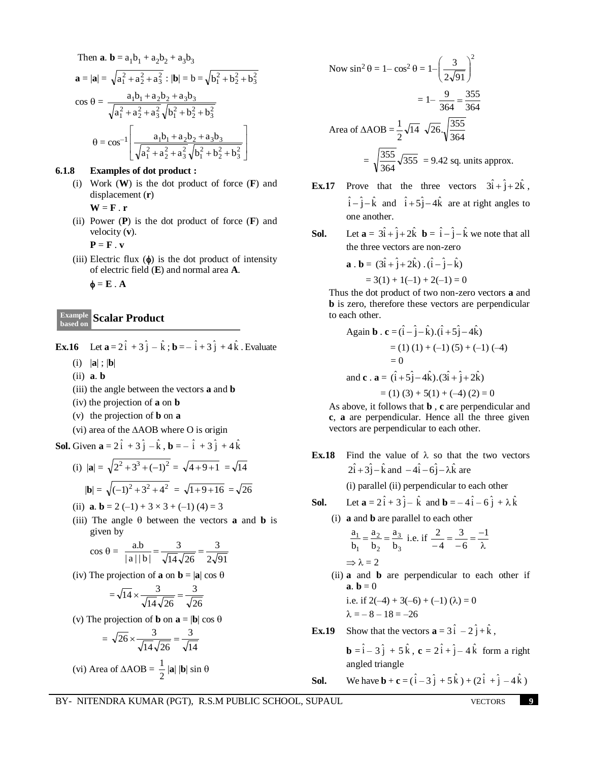Then $\mathbf{a} . \mathbf{b} = a_1b_1 + a_2b_2 + a_3b_3$

$\mathbf{a} = |\mathbf{a}| = \sqrt{a_1^2 + a_2^2 + a_3^2}$ : $|\mathbf{b}| = b = \sqrt{b_1^2 + b_2^2 + b_3^2}$

$$\cos\theta = \frac{a_1b_1 + a_2b_2 + a_3b_3}{\sqrt{a_1^2 + a_2^2 + a_3^2}\sqrt{b_1^2 + b_2^2 + b_3^2}}$$

$$\theta = \cos^{-1}\left[\frac{a_1b_1 + a_2b_2 + a_3b_3}{\sqrt{a_1^2 + a_2^2 + a_3^2}\sqrt{b_1^2 + b_2^2 + b_3^2}}\right]$$

### 6.1.8 Examples of dot product :

(i) Work (**W**) is the dot product of force (**F**) and displacement (**r**)

**W** = **F** . **r**

(ii) Power (**P**) is the dot product of force (**F**) and velocity (**v**).

**P** = **F** . **v**

(iii) Electric flux ($\phi$) is the dot product of intensity of electric field (**E**) and normal area **A**.

$\phi$ = **E** . **A**

## Example based on Scalar Product

**Ex.16** Let $\mathbf{a} = 2\hat{i} + 3\hat{j} - \hat{k}$ ; $\mathbf{b} = -\hat{i} + 3\hat{j} + 4\hat{k}$ . Evaluate

(i) $|\mathbf{a}|$ ; $|\mathbf{b}|$

(ii) **a**. **b**

(iii) the angle between the vectors **a** and **b**

(iv) the projection of **a** on **b**

(v) the projection of **b** on **a**

(vi) area of the $\Delta$AOB where O is origin

**Sol.** Given $\mathbf{a} = 2\hat{i} + 3\hat{j} - \hat{k}$ , $\mathbf{b} = -\hat{i} + 3\hat{j} + 4\hat{k}$

(i) $|\mathbf{a}| = \sqrt{2^2 + 3^3 + (-1)^2} = \sqrt{4+9+1} = \sqrt{14}$

$|\mathbf{b}| = \sqrt{(-1)^2 + 3^2 + 4^2} = \sqrt{1+9+16} = \sqrt{26}$

(ii) **a**. **b** = 2 (–1) + 3 × 3 + (–1) (4) = 3

(iii) The angle $\theta$ between the vectors **a** and **b** is given by

$$\cos\theta = \frac{a.b}{|a||b|} = \frac{3}{\sqrt{14}\sqrt{26}} = \frac{3}{2\sqrt{91}}$$

(iv) The projection of **a** on **b** = $|\mathbf{a}| \cos\theta$

$$= \sqrt{14} \times \frac{3}{\sqrt{14}\sqrt{26}} = \frac{3}{\sqrt{26}}$$

(v) The projection of **b** on **a** = $|\mathbf{b}| \cos\theta$

$$= \sqrt{26} \times \frac{3}{\sqrt{14}\sqrt{26}} = \frac{3}{\sqrt{14}}$$

(vi) Area of $\Delta$AOB = $\frac{1}{2}|\mathbf{a}||\mathbf{b}| \sin\theta$

Now $\sin^2\theta = 1 - \cos^2\theta = 1 - \left(\frac{3}{2\sqrt{91}}\right)^2$

$$= 1 - \frac{9}{364} = \frac{355}{364}$$

Area of $\Delta$AOB = $\frac{1}{2}\sqrt{14}\ \sqrt{26}.\sqrt{\frac{355}{364}}$

$$= \sqrt{\frac{355}{364}}\sqrt{355} = 9.42 \text{ sq. units approx.}$$

**Ex.17** Prove that the three vectors $3\hat{i} + \hat{j} + 2\hat{k}$, $\hat{i} - \hat{j} - \hat{k}$ and $\hat{i} + 5\hat{j} - 4\hat{k}$ are at right angles to one another.

**Sol.** Let $\mathbf{a} = 3\hat{i} + \hat{j} + 2\hat{k}$ $\mathbf{b} = \hat{i} - \hat{j} - \hat{k}$ we note that all the three vectors are non-zero

$\mathbf{a} . \mathbf{b} = (3\hat{i} + \hat{j} + 2\hat{k}) . (\hat{i} - \hat{j} - \hat{k})$

= 3(1) + 1(–1) + 2(–1) = 0

Thus the dot product of two non-zero vectors **a** and **b** is zero, therefore these vectors are perpendicular to each other.

Again $\mathbf{b} . \mathbf{c} = (\hat{i} - \hat{j} - \hat{k}).(\hat{i} + 5\hat{j} - 4\hat{k})$

= (1) (1) + (–1) (5) + (–1) (–4)

= 0

and $\mathbf{c} . \mathbf{a} = (\hat{i} + 5\hat{j} - 4\hat{k}).(3\hat{i} + \hat{j} + 2\hat{k})$

= (1) (3) + 5(1) + (–4) (2) = 0

As above, it follows that **b** , **c** are perpendicular and **c**, **a** are perpendicular. Hence all the three given vectors are perpendicular to each other.

**Ex.18** Find the value of $\lambda$ so that the two vectors $2\hat{i} + 3\hat{j} - \hat{k}$ and $-4\hat{i} - 6\hat{j} - \lambda\hat{k}$ are

(i) parallel (ii) perpendicular to each other

**Sol.** Let $\mathbf{a} = 2\hat{i} + 3\hat{j} - \hat{k}$ and $\mathbf{b} = -4\hat{i} - 6\hat{j} + \lambda\hat{k}$

(i) **a** and **b** are parallel to each other

$\frac{a_1}{b_1} = \frac{a_2}{b_2} = \frac{a_3}{b_3}$ i.e. if $\frac{2}{-4} = \frac{3}{-6} = \frac{-1}{\lambda}$

$\Rightarrow \lambda = 2$

(ii) **a** and **b** are perpendicular to each other if **a**. **b** = 0

i.e. if 2(–4) + 3(–6) + (–1) ($\lambda$) = 0

$\lambda$ = – 8 – 18 = –26

**Ex.19** Show that the vectors $\mathbf{a} = 3\hat{i} - 2\hat{j} + \hat{k}$, $\mathbf{b} = \hat{i} - 3\hat{j} + 5\hat{k}$, $\mathbf{c} = 2\hat{i} + \hat{j} - 4\hat{k}$ form a right angled triangle

**Sol.** We have $\mathbf{b} + \mathbf{c} = (\hat{i} - 3\hat{j} + 5\hat{k}) + (2\hat{i} + \hat{j} - 4\hat{k})$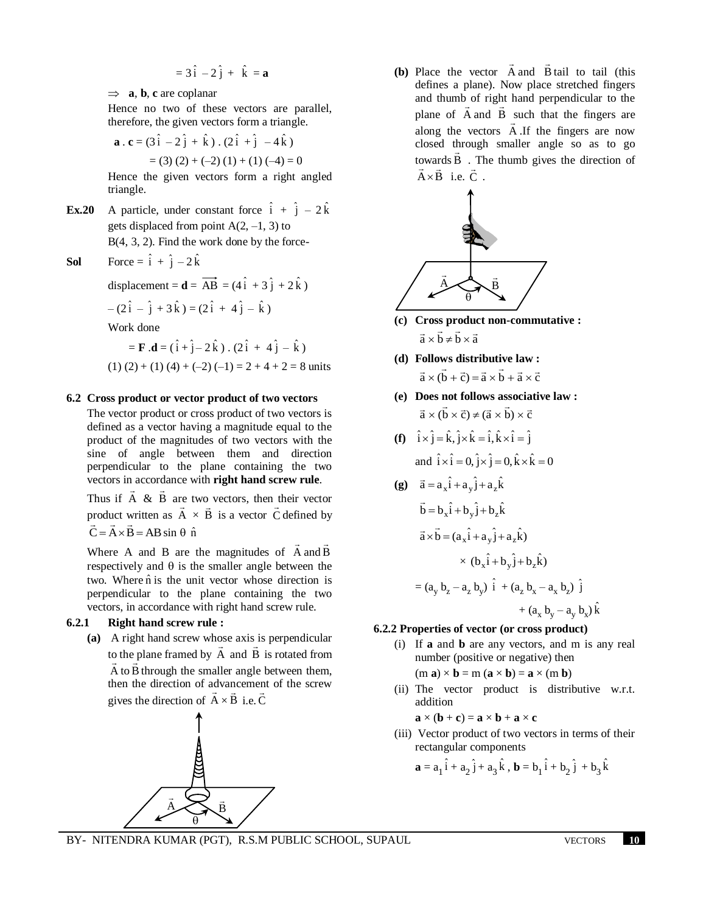$= 3\hat{i} - 2\hat{j} + \hat{k} = \mathbf{a}$

$\Rightarrow$ **a**, **b**, **c** are coplanar

Hence no two of these vectors are parallel, therefore, the given vectors form a triangle.

$\mathbf{a} \cdot \mathbf{c} = (3\hat{i} - 2\hat{j} + \hat{k}) \cdot (2\hat{i} + \hat{j} - 4\hat{k})$

$= (3)(2) + (-2)(1) + (1)(-4) = 0$

Hence the given vectors form a right angled triangle.

**Ex.20** A particle, under constant force $\hat{i} + \hat{j} - 2\hat{k}$ gets displaced from point A(2, –1, 3) to B(4, 3, 2). Find the work done by the force-

**Sol** Force = $\hat{i} + \hat{j} - 2\hat{k}$

displacement = $\mathbf{d} = \overrightarrow{AB} = (4\hat{i} + 3\hat{j} + 2\hat{k})$

$- (2\hat{i} - \hat{j} + 3\hat{k}) = (2\hat{i} + 4\hat{j} - \hat{k})$

Work done

$= \mathbf{F} \cdot \mathbf{d} = (\hat{i} + \hat{j} - 2\hat{k}) \cdot (2\hat{i} + 4\hat{j} - \hat{k})$

$(1)(2) + (1)(4) + (-2)(-1) = 2 + 4 + 2 = 8$ units

### 6.2 Cross product or vector product of two vectors

The vector product or cross product of two vectors is defined as a vector having a magnitude equal to the product of the magnitudes of two vectors with the sine of angle between them and direction perpendicular to the plane containing the two vectors in accordance with **right hand screw rule**.

Thus if $\vec{A}$ & $\vec{B}$ are two vectors, then their vector product written as $\vec{A} \times \vec{B}$ is a vector $\vec{C}$ defined by $\vec{C} = \vec{A} \times \vec{B} = AB \sin\theta\ \hat{n}$

Where A and B are the magnitudes of $\vec{A}$ and $\vec{B}$ respectively and $\theta$ is the smaller angle between the two. Where $\hat{n}$ is the unit vector whose direction is perpendicular to the plane containing the two vectors, in accordance with right hand screw rule.

#### 6.2.1 Right hand screw rule :

**(a)** A right hand screw whose axis is perpendicular to the plane framed by $\vec{A}$ and $\vec{B}$ is rotated from $\vec{A}$ to $\vec{B}$ through the smaller angle between them, then the direction of advancement of the screw gives the direction of $\vec{A} \times \vec{B}$ i.e. $\vec{C}$

**(b)** Place the vector $\vec{A}$ and $\vec{B}$ tail to tail (this defines a plane). Now place stretched fingers and thumb of right hand perpendicular to the plane of $\vec{A}$ and $\vec{B}$ such that the fingers are along the vectors $\vec{A}$. If the fingers are now closed through smaller angle so as to go towards $\vec{B}$. The thumb gives the direction of $\vec{A} \times \vec{B}$ i.e. $\vec{C}$.

**(c) Cross product non-commutative :**

$\vec{a} \times \vec{b} \neq \vec{b} \times \vec{a}$

**(d) Follows distributive law :**

$\vec{a} \times (\vec{b} + \vec{c}) = \vec{a} \times \vec{b} + \vec{a} \times \vec{c}$

**(e) Does not follows associative law :**

$\vec{a} \times (\vec{b} \times \vec{c}) \neq (\vec{a} \times \vec{b}) \times \vec{c}$

**(f)** $\hat{i} \times \hat{j} = \hat{k}, \hat{j} \times \hat{k} = \hat{i}, \hat{k} \times \hat{i} = \hat{j}$

and $\hat{i} \times \hat{i} = 0, \hat{j} \times \hat{j} = 0, \hat{k} \times \hat{k} = 0$

**(g)** $\vec{a} = a_x\hat{i} + a_y\hat{j} + a_z\hat{k}$

$\vec{b} = b_x\hat{i} + b_y\hat{j} + b_z\hat{k}$

$\vec{a} \times \vec{b} = (a_x\hat{i} + a_y\hat{j} + a_z\hat{k}) \times (b_x\hat{i} + b_y\hat{j} + b_z\hat{k})$

$= (a_y b_z - a_z b_y)\ \hat{i} + (a_z b_x - a_x b_z)\ \hat{j} + (a_x b_y - a_y b_x)\ \hat{k}$

#### 6.2.2 Properties of vector (or cross product)

(i) If **a** and **b** are any vectors, and m is any real number (positive or negative) then

$(m\,\mathbf{a}) \times \mathbf{b} = m\,(\mathbf{a} \times \mathbf{b}) = \mathbf{a} \times (m\,\mathbf{b})$

(ii) The vector product is distributive w.r.t. addition

$\mathbf{a} \times (\mathbf{b} + \mathbf{c}) = \mathbf{a} \times \mathbf{b} + \mathbf{a} \times \mathbf{c}$

(iii) Vector product of two vectors in terms of their rectangular components

$\mathbf{a} = a_1\hat{i} + a_2\hat{j} + a_3\hat{k}$, $\mathbf{b} = b_1\hat{i} + b_2\hat{j} + b_3\hat{k}$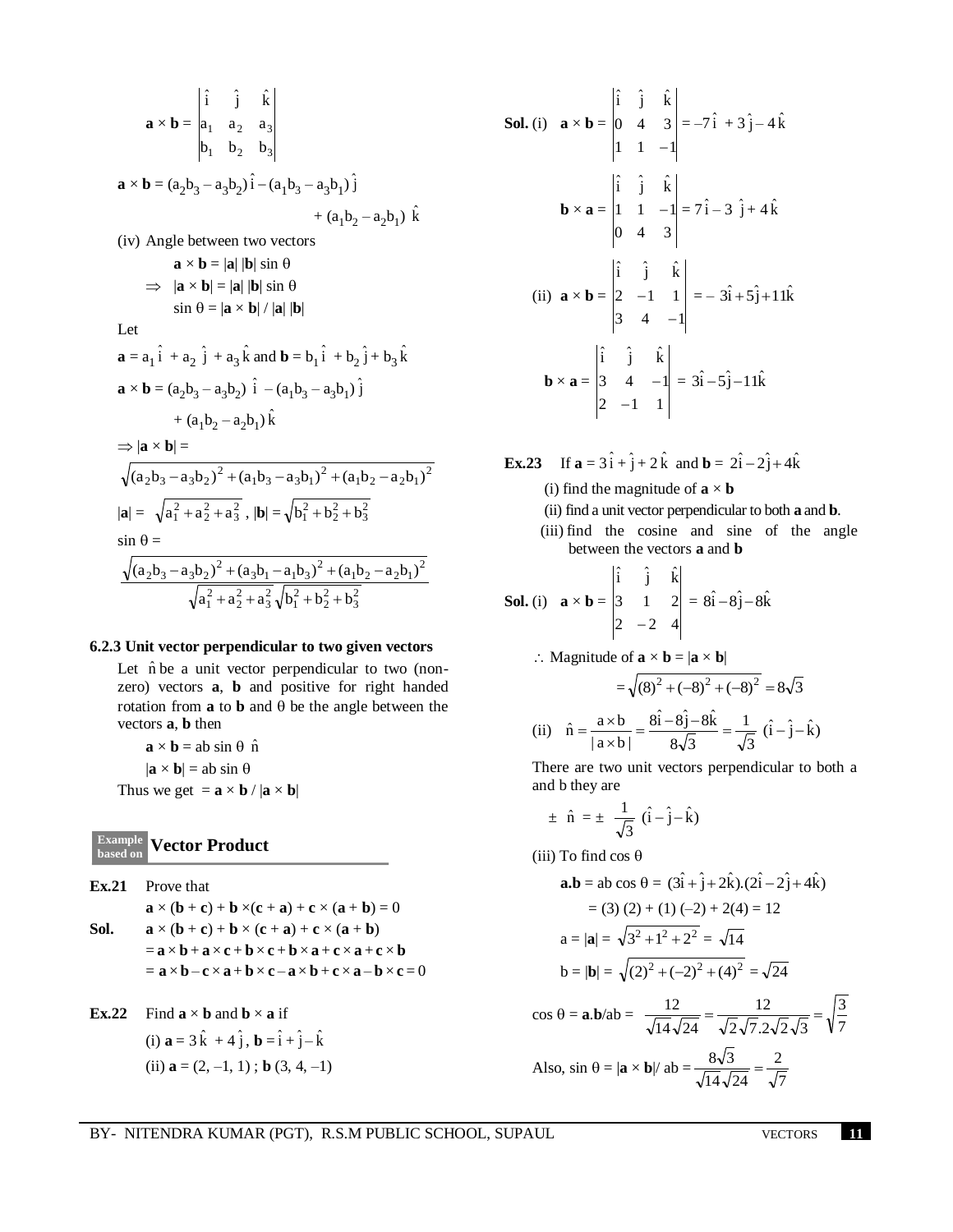$$\mathbf{a} \times \mathbf{b} = \begin{vmatrix} \hat{i} & \hat{j} & \hat{k} \\ a_1 & a_2 & a_3 \\ b_1 & b_2 & b_3 \end{vmatrix}$$

$$\mathbf{a} \times \mathbf{b} = (a_2b_3 - a_3b_2)\,\hat{i} - (a_1b_3 - a_3b_1)\,\hat{j} + (a_1b_2 - a_2b_1)\,\hat{k}$$

(iv) Angle between two vectors

$\mathbf{a} \times \mathbf{b} = |\mathbf{a}|\,|\mathbf{b}| \sin\theta$

$\Rightarrow\ |\mathbf{a} \times \mathbf{b}| = |\mathbf{a}|\,|\mathbf{b}| \sin\theta$

$\sin\theta = |\mathbf{a} \times \mathbf{b}| / |\mathbf{a}|\,|\mathbf{b}|$

Let

$\mathbf{a} = a_1\hat{i} + a_2\hat{j} + a_3\hat{k}$ and $\mathbf{b} = b_1\hat{i} + b_2\hat{j} + b_3\hat{k}$

$\mathbf{a} \times \mathbf{b} = (a_2b_3 - a_3b_2)\,\hat{i} - (a_1b_3 - a_3b_1)\,\hat{j} + (a_1b_2 - a_2b_1)\,\hat{k}$

$\Rightarrow |\mathbf{a} \times \mathbf{b}| =$

$$\sqrt{(a_2b_3 - a_3b_2)^2 + (a_1b_3 - a_3b_1)^2 + (a_1b_2 - a_2b_1)^2}$$

$|\mathbf{a}| = \sqrt{a_1^2 + a_2^2 + a_3^2}$, $|\mathbf{b}| = \sqrt{b_1^2 + b_2^2 + b_3^2}$

$\sin\theta =$

$$\frac{\sqrt{(a_2b_3 - a_3b_2)^2 + (a_3b_1 - a_1b_3)^2 + (a_1b_2 - a_2b_1)^2}}{\sqrt{a_1^2 + a_2^2 + a_3^2}\sqrt{b_1^2 + b_2^2 + b_3^2}}$$

### 6.2.3 Unit vector perpendicular to two given vectors

Let $\hat{n}$ be a unit vector perpendicular to two (non-zero) vectors **a**, **b** and positive for right handed rotation from **a** to **b** and $\theta$ be the angle between the vectors **a**, **b** then

$\mathbf{a} \times \mathbf{b} = ab \sin\theta\ \hat{n}$

$|\mathbf{a} \times \mathbf{b}| = ab \sin\theta$

Thus we get $= \mathbf{a} \times \mathbf{b} / |\mathbf{a} \times \mathbf{b}|$

## Example based on Vector Product

**Ex.21** Prove that

$\mathbf{a} \times (\mathbf{b} + \mathbf{c}) + \mathbf{b} \times (\mathbf{c} + \mathbf{a}) + \mathbf{c} \times (\mathbf{a} + \mathbf{b}) = 0$

**Sol.** $\mathbf{a} \times (\mathbf{b} + \mathbf{c}) + \mathbf{b} \times (\mathbf{c} + \mathbf{a}) + \mathbf{c} \times (\mathbf{a} + \mathbf{b})$

$= \mathbf{a} \times \mathbf{b} + \mathbf{a} \times \mathbf{c} + \mathbf{b} \times \mathbf{c} + \mathbf{b} \times \mathbf{a} + \mathbf{c} \times \mathbf{a} + \mathbf{c} \times \mathbf{b}$

$= \mathbf{a} \times \mathbf{b} - \mathbf{c} \times \mathbf{a} + \mathbf{b} \times \mathbf{c} - \mathbf{a} \times \mathbf{b} + \mathbf{c} \times \mathbf{a} - \mathbf{b} \times \mathbf{c} = 0$

**Ex.22** Find $\mathbf{a} \times \mathbf{b}$ and $\mathbf{b} \times \mathbf{a}$ if

(i) $\mathbf{a} = 3\hat{k} + 4\hat{j}$, $\mathbf{b} = \hat{i} + \hat{j} - \hat{k}$

(ii) $\mathbf{a} = (2, -1, 1)$ ; $\mathbf{b}\ (3, 4, -1)$

**Sol.** (i) $\mathbf{a} \times \mathbf{b} = \begin{vmatrix} \hat{i} & \hat{j} & \hat{k} \\ 0 & 4 & 3 \\ 1 & 1 & -1 \end{vmatrix} = -7\hat{i} + 3\hat{j} - 4\hat{k}$

$\mathbf{b} \times \mathbf{a} = \begin{vmatrix} \hat{i} & \hat{j} & \hat{k} \\ 1 & 1 & -1 \\ 0 & 4 & 3 \end{vmatrix} = 7\hat{i} - 3\hat{j} + 4\hat{k}$

(ii) $\mathbf{a} \times \mathbf{b} = \begin{vmatrix} \hat{i} & \hat{j} & \hat{k} \\ 2 & -1 & 1 \\ 3 & 4 & -1 \end{vmatrix} = -3\hat{i} + 5\hat{j} + 11\hat{k}$

$\mathbf{b} \times \mathbf{a} = \begin{vmatrix} \hat{i} & \hat{j} & \hat{k} \\ 3 & 4 & -1 \\ 2 & -1 & 1 \end{vmatrix} = 3\hat{i} - 5\hat{j} - 11\hat{k}$

**Ex.23** If $\mathbf{a} = 3\hat{i} + \hat{j} + 2\hat{k}$ and $\mathbf{b} = 2\hat{i} - 2\hat{j} + 4\hat{k}$

(i) find the magnitude of $\mathbf{a} \times \mathbf{b}$

(ii) find a unit vector perpendicular to both **a** and **b**.

(iii) find the cosine and sine of the angle between the vectors **a** and **b**

**Sol.** (i) $\mathbf{a} \times \mathbf{b} = \begin{vmatrix} \hat{i} & \hat{j} & \hat{k} \\ 3 & 1 & 2 \\ 2 & -2 & 4 \end{vmatrix} = 8\hat{i} - 8\hat{j} - 8\hat{k}$

$\therefore$ Magnitude of $\mathbf{a} \times \mathbf{b} = |\mathbf{a} \times \mathbf{b}|$

$$= \sqrt{(8)^2 + (-8)^2 + (-8)^2} = 8\sqrt{3}$$

(ii) $\hat{n} = \dfrac{a \times b}{|a \times b|} = \dfrac{8\hat{i} - 8\hat{j} - 8\hat{k}}{8\sqrt{3}} = \dfrac{1}{\sqrt{3}}\ (\hat{i} - \hat{j} - \hat{k})$

There are two unit vectors perpendicular to both a and b they are

$$\pm\ \hat{n} = \pm\ \frac{1}{\sqrt{3}}\ (\hat{i} - \hat{j} - \hat{k})$$

(iii) To find $\cos\theta$

$\mathbf{a}.\mathbf{b} = ab \cos\theta = (3\hat{i} + \hat{j} + 2\hat{k}).(2\hat{i} - 2\hat{j} + 4\hat{k})$

$= (3)(2) + (1)(-2) + 2(4) = 12$

$a = |\mathbf{a}| = \sqrt{3^2 + 1^2 + 2^2} = \sqrt{14}$

$b = |\mathbf{b}| = \sqrt{(2)^2 + (-2)^2 + (4)^2} = \sqrt{24}$

$$\cos\theta = \mathbf{a}.\mathbf{b}/ab = \frac{12}{\sqrt{14}\sqrt{24}} = \frac{12}{\sqrt{2}\sqrt{7}.2\sqrt{2}\sqrt{3}} = \sqrt{\frac{3}{7}}$$

Also, $\sin\theta = |\mathbf{a} \times \mathbf{b}|/\ ab = \dfrac{8\sqrt{3}}{\sqrt{14}\sqrt{24}} = \dfrac{2}{\sqrt{7}}$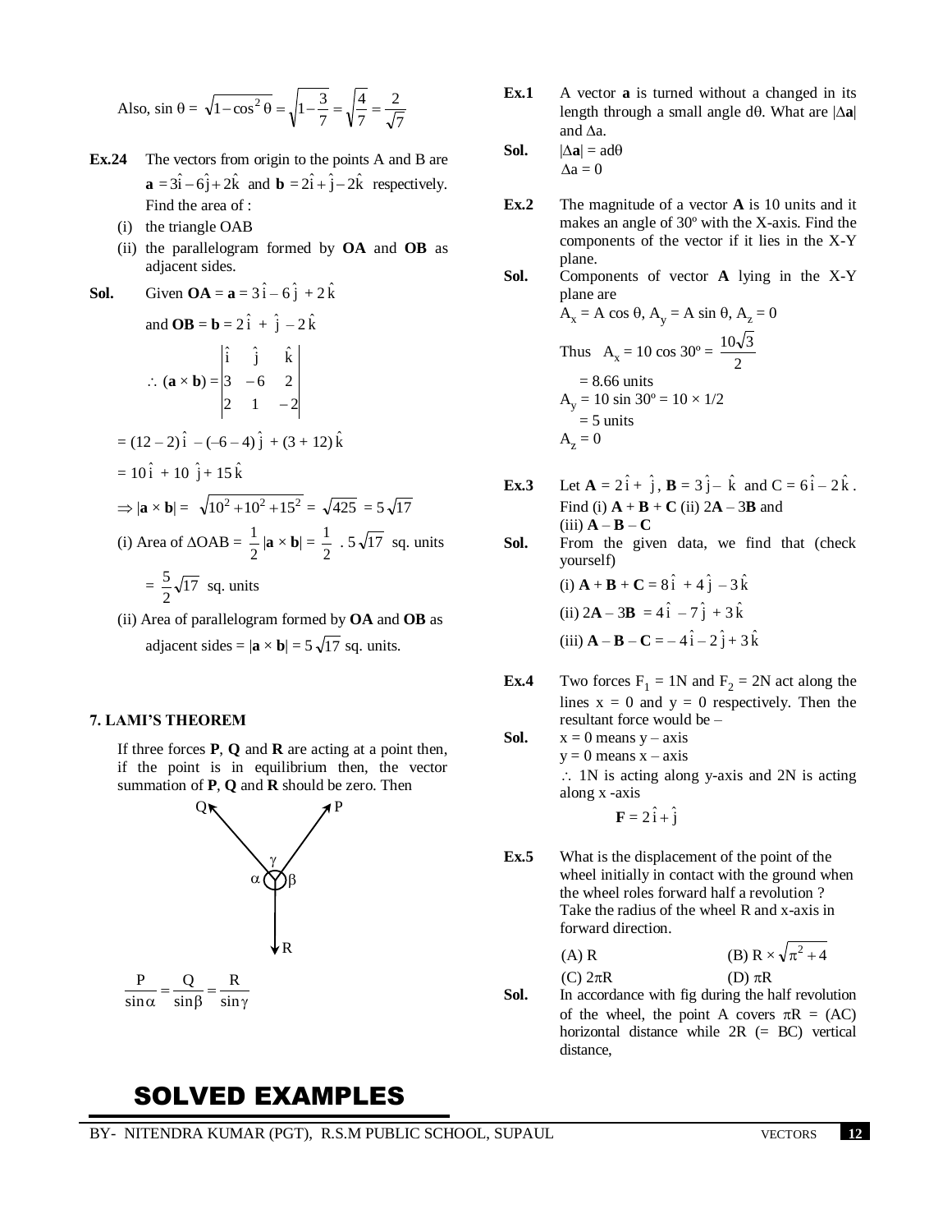Also, $\sin\theta = \sqrt{1-\cos^2\theta} = \sqrt{1-\frac{3}{7}} = \sqrt{\frac{4}{7}} = \frac{2}{\sqrt{7}}$

**Ex.24** The vectors from origin to the points A and B are $\mathbf{a} = 3\hat{i} - 6\hat{j} + 2\hat{k}$ and $\mathbf{b} = 2\hat{i} + \hat{j} - 2\hat{k}$ respectively. Find the area of :

(i) the triangle OAB

(ii) the parallelogram formed by **OA** and **OB** as adjacent sides.

**Sol.** Given $\mathbf{OA} = \mathbf{a} = 3\hat{i} - 6\hat{j} + 2\hat{k}$

and $\mathbf{OB} = \mathbf{b} = 2\hat{i} + \hat{j} - 2\hat{k}$

$$\therefore (\mathbf{a} \times \mathbf{b}) = \begin{vmatrix} \hat{i} & \hat{j} & \hat{k} \\ 3 & -6 & 2 \\ 2 & 1 & -2 \end{vmatrix}$$

$= (12 - 2)\hat{i} - (-6 - 4)\hat{j} + (3 + 12)\hat{k}$

$= 10\hat{i} + 10\hat{j} + 15\hat{k}$

$\Rightarrow |\mathbf{a} \times \mathbf{b}| = \sqrt{10^2 + 10^2 + 15^2} = \sqrt{425} = 5\sqrt{17}$

(i) Area of $\Delta$OAB $= \frac{1}{2}|\mathbf{a} \times \mathbf{b}| = \frac{1}{2} \cdot 5\sqrt{17}$ sq. units

$= \frac{5}{2}\sqrt{17}$ sq. units

(ii) Area of parallelogram formed by **OA** and **OB** as adjacent sides $= |\mathbf{a} \times \mathbf{b}| = 5\sqrt{17}$ sq. units.

## 7. LAMI'S THEOREM

If three forces **P**, **Q** and **R** are acting at a point then, if the point is in equilibrium then, the vector summation of **P**, **Q** and **R** should be zero. Then

$$\frac{P}{\sin\alpha} = \frac{Q}{\sin\beta} = \frac{R}{\sin\gamma}$$

# SOLVED EXAMPLES

**Ex.1** A vector **a** is turned without a changed in its length through a small angle $d\theta$. What are $|\Delta\mathbf{a}|$ and $\Delta a$.

**Sol.** $|\Delta\mathbf{a}| = a\,d\theta$

$\Delta a = 0$

**Ex.2** The magnitude of a vector **A** is 10 units and it makes an angle of 30º with the X-axis. Find the components of the vector if it lies in the X-Y plane.

**Sol.** Components of vector **A** lying in the X-Y plane are

$A_x = A\cos\theta$, $A_y = A\sin\theta$, $A_z = 0$

Thus $A_x = 10\cos 30º = \frac{10\sqrt{3}}{2}$

$= 8.66$ units

$A_y = 10\sin 30º = 10 \times 1/2$

$= 5$ units

$A_z = 0$

**Ex.3** Let $\mathbf{A} = 2\hat{i} + \hat{j}$, $\mathbf{B} = 3\hat{j} - \hat{k}$ and $C = 6\hat{i} - 2\hat{k}$. Find (i) **A** + **B** + **C** (ii) 2**A** – 3**B** and (iii) **A** – **B** – **C**

**Sol.** From the given data, we find that (check yourself)

(i) $\mathbf{A} + \mathbf{B} + \mathbf{C} = 8\hat{i} + 4\hat{j} - 3\hat{k}$

(ii) $2\mathbf{A} - 3\mathbf{B} = 4\hat{i} - 7\hat{j} + 3\hat{k}$

(iii) $\mathbf{A} - \mathbf{B} - \mathbf{C} = -4\hat{i} - 2\hat{j} + 3\hat{k}$

**Ex.4** Two forces $F_1 = 1$N and $F_2 = 2$N act along the lines $x = 0$ and $y = 0$ respectively. Then the resultant force would be –

**Sol.** $x = 0$ means $y$ – axis

$y = 0$ means $x$ – axis

$\therefore$ 1N is acting along y-axis and 2N is acting along x -axis

$\mathbf{F} = 2\hat{i} + \hat{j}$

**Ex.5** What is the displacement of the point of the wheel initially in contact with the ground when the wheel roles forward half a revolution ? Take the radius of the wheel R and x-axis in forward direction.

(A) R (B) $R \times \sqrt{\pi^2 + 4}$

(C) $2\pi R$ (D) $\pi R$

**Sol.** In accordance with fig during the half revolution of the wheel, the point A covers $\pi R$ = (AC) horizontal distance while 2R (= BC) vertical distance,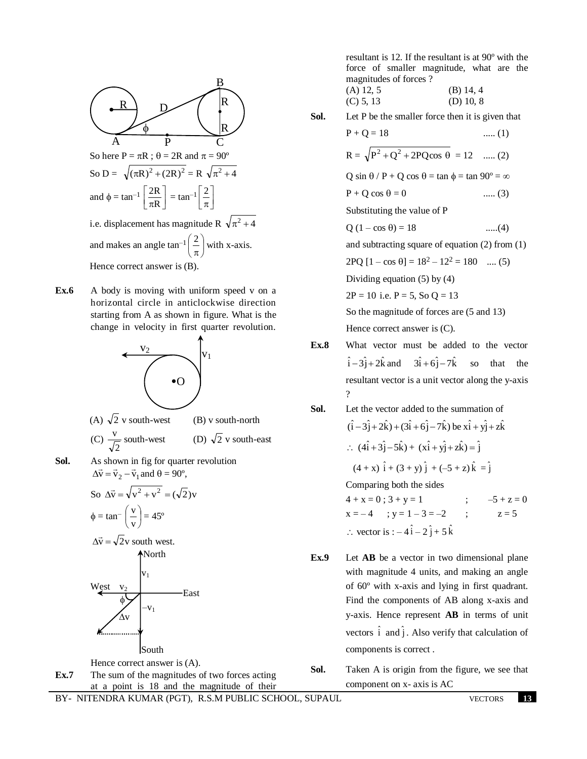So here $P = \pi R$ ; $\theta = 2R$ and $\pi = 90^o$

So D = $\sqrt{(\pi R)^2 + (2R)^2}$ = R $\sqrt{\pi^2 + 4}$

and $\phi = \tan^{-1}\left[\frac{2R}{\pi R}\right] = \tan^{-1}\left[\frac{2}{\pi}\right]$

i.e. displacement has magnitude R $\sqrt{\pi^2 + 4}$

and makes an angle $\tan^{-1}\left(\frac{2}{\pi}\right)$ with x-axis.

Hence correct answer is (B).

**Ex.6** A body is moving with uniform speed v on a horizontal circle in anticlockwise direction starting from A as shown in figure. What is the change in velocity in first quarter revolution.

(A) $\sqrt{2}$ v south-west (B) v south-north

(C) $\frac{v}{\sqrt{2}}$ south-west (D) $\sqrt{2}$ v south-east

**Sol.** As shown in fig for quarter revolution $\Delta\vec{v} = \vec{v}_2 - \vec{v}_1$ and $\theta = 90^o$,

So $\Delta\vec{v} = \sqrt{v^2 + v^2} = (\sqrt{2})v$

$\phi = \tan^{-}\left(\frac{v}{v}\right) = 45^o$

$\Delta\vec{v} = \sqrt{2}v$ south west.

Hence correct answer is (A).

**Ex.7** The sum of the magnitudes of two forces acting at a point is 18 and the magnitude of their resultant is 12. If the resultant is at 90º with the force of smaller magnitude, what are the magnitudes of forces ?

(A) 12, 5 (B) 14, 4

(C) 5, 13 (D) 10, 8

**Sol.** Let P be the smaller force then it is given that

$P + Q = 18$ ..... (1)

$R = \sqrt{P^2 + Q^2 + 2PQ\cos\theta} = 12$ ..... (2)

$Q \sin\theta / P + Q\cos\theta = \tan\phi = \tan 90^o = \infty$

$P + Q\cos\theta = 0$ ..... (3)

Substituting the value of P

$Q(1 - \cos\theta) = 18$ .....(4)

and subtracting square of equation (2) from (1)

$2PQ[1 - \cos\theta] = 18^2 - 12^2 = 180$ .... (5)

Dividing equation (5) by (4)

$2P = 10$ i.e. $P = 5$, So $Q = 13$

So the magnitude of forces are (5 and 13)

Hence correct answer is (C).

**Ex.8** What vector must be added to the vector $\hat{i} - 3\hat{j} + 2\hat{k}$ and $3\hat{i} + 6\hat{j} - 7\hat{k}$ so that the resultant vector is a unit vector along the y-axis ?

**Sol.** Let the vector added to the summation of $(\hat{i} - 3\hat{j} + 2\hat{k}) + (3\hat{i} + 6\hat{j} - 7\hat{k})$ be $x\hat{i} + y\hat{j} + z\hat{k}$

$\therefore\ (4\hat{i} + 3\hat{j} - 5\hat{k}) + (x\hat{i} + y\hat{j} + z\hat{k}) = \hat{j}$

$(4 + x)\hat{i} + (3 + y)\hat{j} + (-5 + z)\hat{k} = \hat{j}$

Comparing both the sides

$4 + x = 0$ ; $3 + y = 1$ ; $-5 + z = 0$

$x = -4$ ; $y = 1 - 3 = -2$ ; $z = 5$

$\therefore$ vector is : $-4\hat{i} - 2\hat{j} + 5\hat{k}$

**Ex.9** Let **AB** be a vector in two dimensional plane with magnitude 4 units, and making an angle of 60º with x-axis and lying in first quadrant. Find the components of AB along x-axis and y-axis. Hence represent **AB** in terms of unit vectors $\hat{i}$ and $\hat{j}$. Also verify that calculation of components is correct .

**Sol.** Taken A is origin from the figure, we see that component on x- axis is AC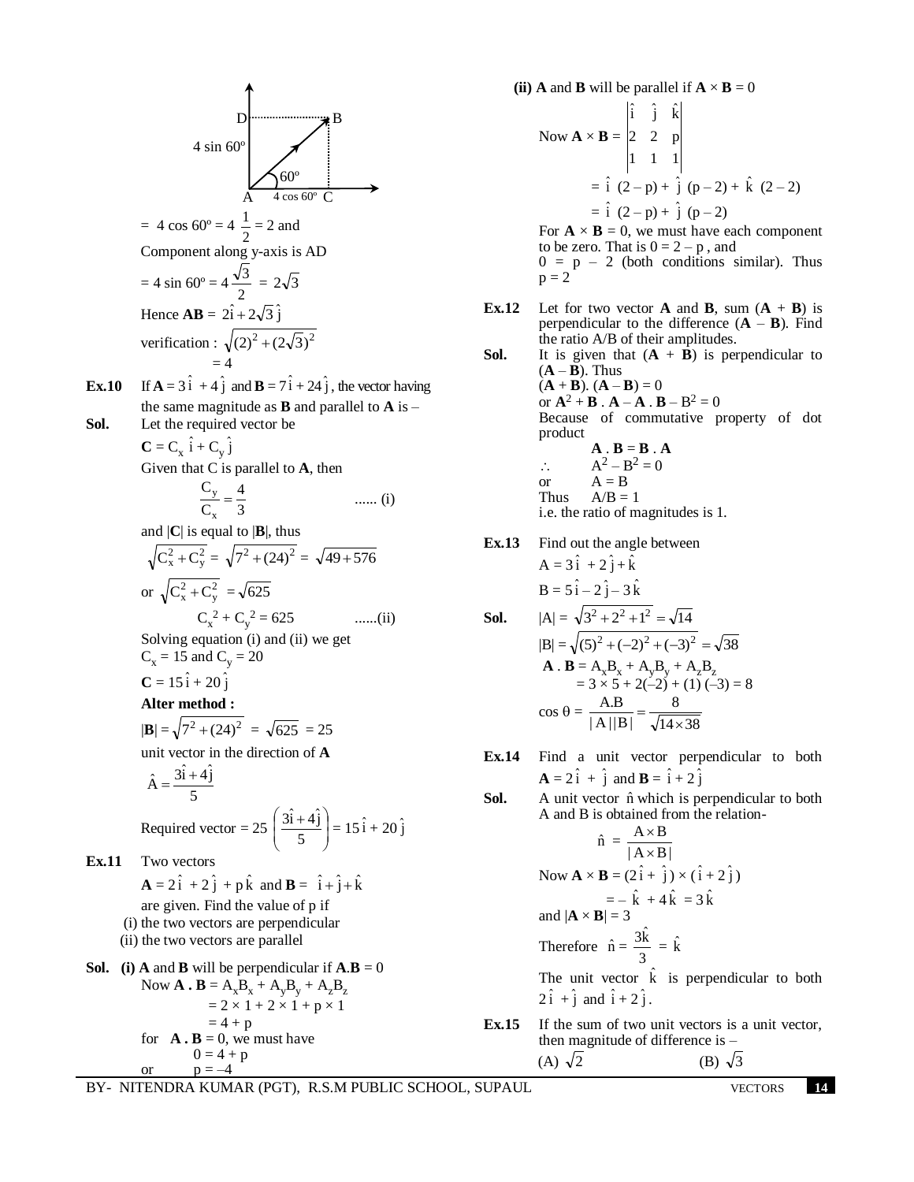D ......... B

4 sin 60°

60°

A 4 cos 60° C

$= 4\cos 60° = 4\ \dfrac{1}{2} = 2$ and

Component along y-axis is AD

$= 4\sin 60° = 4\dfrac{\sqrt{3}}{2} = 2\sqrt{3}$

Hence **AB** = $2\hat{i} + 2\sqrt{3}\,\hat{j}$

verification : $\sqrt{(2)^2 + (2\sqrt{3})^2}$

$= 4$

**Ex.10** If $\mathbf{A} = 3\hat{i} + 4\hat{j}$ and $\mathbf{B} = 7\hat{i} + 24\hat{j}$, the vector having the same magnitude as **B** and parallel to **A** is –

**Sol.** Let the required vector be

$\mathbf{C} = C_x\,\hat{i} + C_y\,\hat{j}$

Given that C is parallel to **A**, then

$$\frac{C_y}{C_x} = \frac{4}{3} \qquad \text{...... (i)}$$

and |**C**| is equal to |**B**|, thus

$\sqrt{C_x^2 + C_y^2} = \sqrt{7^2 + (24)^2} = \sqrt{49 + 576}$

or $\sqrt{C_x^2 + C_y^2} = \sqrt{625}$

$$C_x^2 + C_y^2 = 625 \qquad \text{......(ii)}$$

Solving equation (i) and (ii) we get

$C_x = 15$ and $C_y = 20$

$\mathbf{C} = 15\hat{i} + 20\,\hat{j}$

**Alter method :**

$|\mathbf{B}| = \sqrt{7^2 + (24)^2} = \sqrt{625} = 25$

unit vector in the direction of **A**

$\hat{A} = \dfrac{3\hat{i} + 4\hat{j}}{5}$

Required vector $= 25\left(\dfrac{3\hat{i} + 4\hat{j}}{5}\right) = 15\hat{i} + 20\,\hat{j}$

**Ex.11** Two vectors

$\mathbf{A} = 2\hat{i} + 2\hat{j} + p\hat{k}$ and $\mathbf{B} = \hat{i} + \hat{j} + \hat{k}$

are given. Find the value of p if

(i) the two vectors are perpendicular

(ii) the two vectors are parallel

**Sol.** **(i) A** and **B** will be perpendicular if **A**.**B** = 0

Now $\mathbf{A}\cdot\mathbf{B} = A_xB_x + A_yB_y + A_zB_z$

$= 2 \times 1 + 2 \times 1 + p \times 1$

$= 4 + p$

for **A . B** = 0, we must have

$0 = 4 + p$

or $p = -4$

**(ii) A** and **B** will be parallel if **A** × **B** = 0

Now $\mathbf{A} \times \mathbf{B} = \begin{vmatrix} \hat{i} & \hat{j} & \hat{k} \\ 2 & 2 & p \\ 1 & 1 & 1 \end{vmatrix}$

$= \hat{i}\ (2 - p) + \hat{j}\ (p - 2) + \hat{k}\ (2 - 2)$

$= \hat{i}\ (2 - p) + \hat{j}\ (p - 2)$

For **A** × **B** = 0, we must have each component to be zero. That is $0 = 2 - p$ , and $0 = p - 2$ (both conditions similar). Thus $p = 2$

**Ex.12** Let for two vector **A** and **B**, sum (**A** + **B**) is perpendicular to the difference (**A** – **B**). Find the ratio A/B of their amplitudes.

**Sol.** It is given that (**A** + **B**) is perpendicular to (**A** – **B**). Thus

(**A** + **B**). (**A** – **B**) = 0

or $\mathbf{A}^2 + \mathbf{B}\cdot\mathbf{A} - \mathbf{A}\cdot\mathbf{B} - B^2 = 0$

Because of commutative property of dot product

**A** . **B** = **B** . **A**

$\therefore \quad A^2 - B^2 = 0$

or $\quad A = B$

Thus $\quad A/B = 1$

i.e. the ratio of magnitudes is 1.

**Ex.13** Find out the angle between

$A = 3\hat{i} + 2\hat{j} + \hat{k}$

$B = 5\hat{i} - 2\hat{j} - 3\hat{k}$

**Sol.** $|A| = \sqrt{3^2 + 2^2 + 1^2} = \sqrt{14}$

$|B| = \sqrt{(5)^2 + (-2)^2 + (-3)^2} = \sqrt{38}$

$\mathbf{A}\cdot\mathbf{B} = A_xB_x + A_yB_y + A_zB_z$

$= 3 \times 5 + 2(-2) + (1)(-3) = 8$

$\cos\theta = \dfrac{A.B}{|A||B|} = \dfrac{8}{\sqrt{14 \times 38}}$

**Ex.14** Find a unit vector perpendicular to both $\mathbf{A} = 2\hat{i} + \hat{j}$ and $\mathbf{B} = \hat{i} + 2\hat{j}$

**Sol.** A unit vector $\hat{n}$ which is perpendicular to both A and B is obtained from the relation-

$$\hat{n} = \frac{A \times B}{|A \times B|}$$

Now $\mathbf{A} \times \mathbf{B} = (2\hat{i} + \hat{j}) \times (\hat{i} + 2\hat{j})$

$= -\hat{k} + 4\hat{k} = 3\hat{k}$

and $|\mathbf{A} \times \mathbf{B}| = 3$

Therefore $\hat{n} = \dfrac{3\hat{k}}{3} = \hat{k}$

The unit vector $\hat{k}$ is perpendicular to both $2\hat{i} + \hat{j}$ and $\hat{i} + 2\hat{j}$.

**Ex.15** If the sum of two unit vectors is a unit vector, then magnitude of difference is –

(A) $\sqrt{2}$ (B) $\sqrt{3}$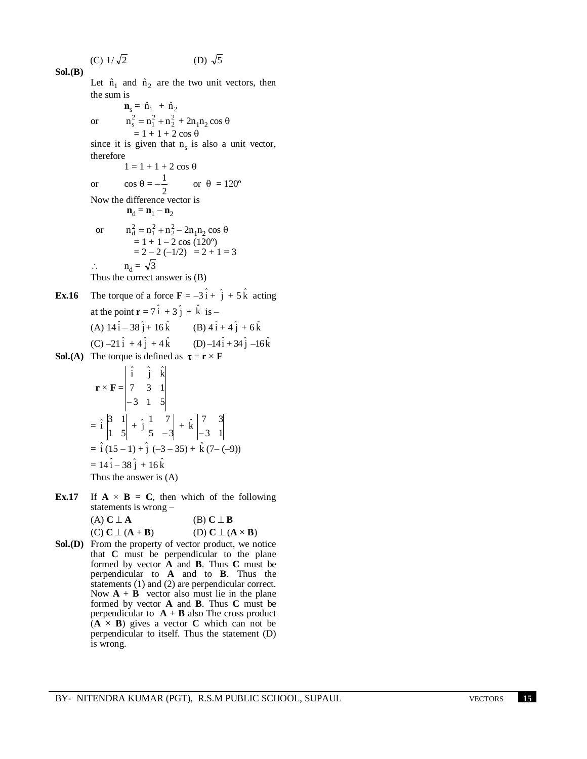(C) $1/\sqrt{2}$ (D) $\sqrt{5}$

**Sol.(B)**

Let $\hat{n}_1$ and $\hat{n}_2$ are the two unit vectors, then the sum is

$$\mathbf{n}_s = \hat{n}_1 + \hat{n}_2$$

or $\quad n_s^2 = n_1^2 + n_2^2 + 2n_1n_2 \cos\theta$

$\quad = 1 + 1 + 2\cos\theta$

since it is given that $n_s$ is also a unit vector, therefore

$$1 = 1 + 1 + 2\cos\theta$$

or $\quad \cos\theta = -\dfrac{1}{2} \quad$ or $\theta = 120^\circ$

Now the difference vector is

$$\mathbf{n}_d = \mathbf{n}_1 - \mathbf{n}_2$$

or $\quad n_d^2 = n_1^2 + n_2^2 - 2n_1n_2\cos\theta$

$\quad = 1 + 1 - 2\cos(120^\circ)$

$\quad = 2 - 2(-1/2) = 2 + 1 = 3$

$\therefore \quad n_d = \sqrt{3}$

Thus the correct answer is (B)

**Ex.16** The torque of a force $\mathbf{F} = -3\hat{i} + \hat{j} + 5\hat{k}$ acting at the point $\mathbf{r} = 7\hat{i} + 3\hat{j} + \hat{k}$ is –

(A) $14\hat{i} - 38\hat{j} + 16\hat{k}$ (B) $4\hat{i} + 4\hat{j} + 6\hat{k}$

(C) $-21\hat{i} + 4\hat{j} + 4\hat{k}$ (D) $-14\hat{i} + 34\hat{j} - 16\hat{k}$

**Sol.(A)** The torque is defined as $\boldsymbol{\tau} = \mathbf{r} \times \mathbf{F}$

$$\mathbf{r} \times \mathbf{F} = \begin{vmatrix} \hat{i} & \hat{j} & \hat{k} \\ 7 & 3 & 1 \\ -3 & 1 & 5 \end{vmatrix}$$

$$= \hat{i}\begin{vmatrix} 3 & 1 \\ 1 & 5 \end{vmatrix} + \hat{j}\begin{vmatrix} 1 & 7 \\ 5 & -3 \end{vmatrix} + \hat{k}\begin{vmatrix} 7 & 3 \\ -3 & 1 \end{vmatrix}$$

$= \hat{i}(15 - 1) + \hat{j}(-3 - 35) + \hat{k}(7 - (-9))$

$= 14\hat{i} - 38\hat{j} + 16\hat{k}$

Thus the answer is (A)

**Ex.17** If $\mathbf{A} \times \mathbf{B} = \mathbf{C}$, then which of the following statements is wrong –

(A) $\mathbf{C} \perp \mathbf{A}$ (B) $\mathbf{C} \perp \mathbf{B}$

(C) $\mathbf{C} \perp (\mathbf{A} + \mathbf{B})$ (D) $\mathbf{C} \perp (\mathbf{A} \times \mathbf{B})$

**Sol.(D)** From the property of vector product, we notice that **C** must be perpendicular to the plane formed by vector **A** and **B**. Thus **C** must be perpendicular to **A** and to **B**. Thus the statements (1) and (2) are perpendicular correct. Now **A** + **B** vector also must lie in the plane formed by vector **A** and **B**. Thus **C** must be perpendicular to **A** + **B** also The cross product (**A** × **B**) gives a vector **C** which can not be perpendicular to itself. Thus the statement (D) is wrong.